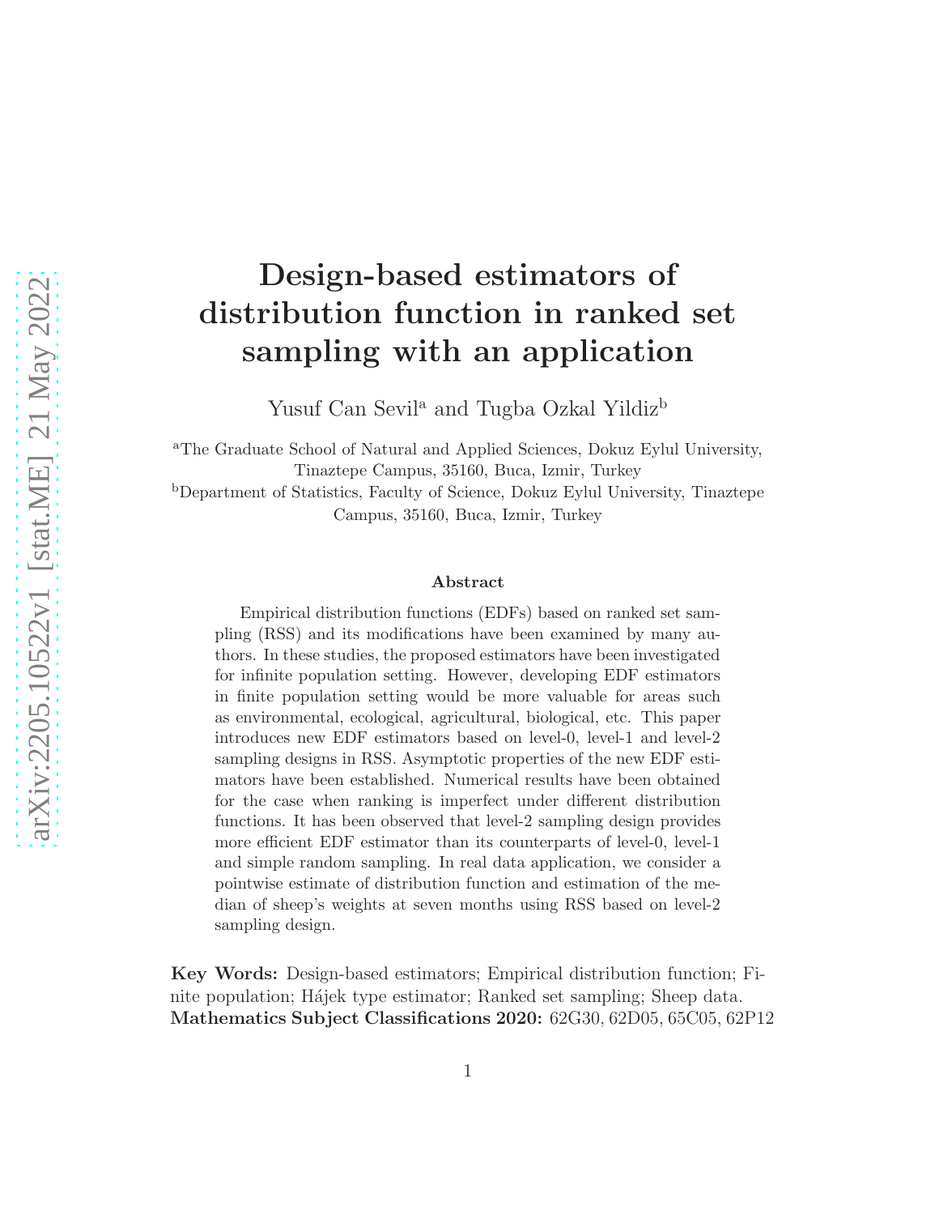# Design-based estimators of distribution function in ranked set sampling with an application

Yusuf Can Sevil[a] and Tugba Ozkal Yildiz[b]

[a]The Graduate School of Natural and Applied Sciences, Dokuz Eylul University, Tinaztepe Campus, 35160, Buca, Izmir, Turkey

[b]Department of Statistics, Faculty of Science, Dokuz Eylul University, Tinaztepe Campus, 35160, Buca, Izmir, Turkey

### Abstract

Empirical distribution functions (EDFs) based on ranked set sampling (RSS) and its modifications have been examined by many authors. In these studies, the proposed estimators have been investigated for infinite population setting. However, developing EDF estimators in finite population setting would be more valuable for areas such as environmental, ecological, agricultural, biological, etc. This paper introduces new EDF estimators based on level-0, level-1 and level-2 sampling designs in RSS. Asymptotic properties of the new EDF estimators have been established. Numerical results have been obtained for the case when ranking is imperfect under different distribution functions. It has been observed that level-2 sampling design provides more efficient EDF estimator than its counterparts of level-0, level-1 and simple random sampling. In real data application, we consider a pointwise estimate of distribution function and estimation of the median of sheep's weights at seven months using RSS based on level-2 sampling design.

**Key Words:** Design-based estimators; Empirical distribution function; Finite population; Hájek type estimator; Ranked set sampling; Sheep data.
**Mathematics Subject Classifications 2020:** 62G30, 62D05, 65C05, 62P12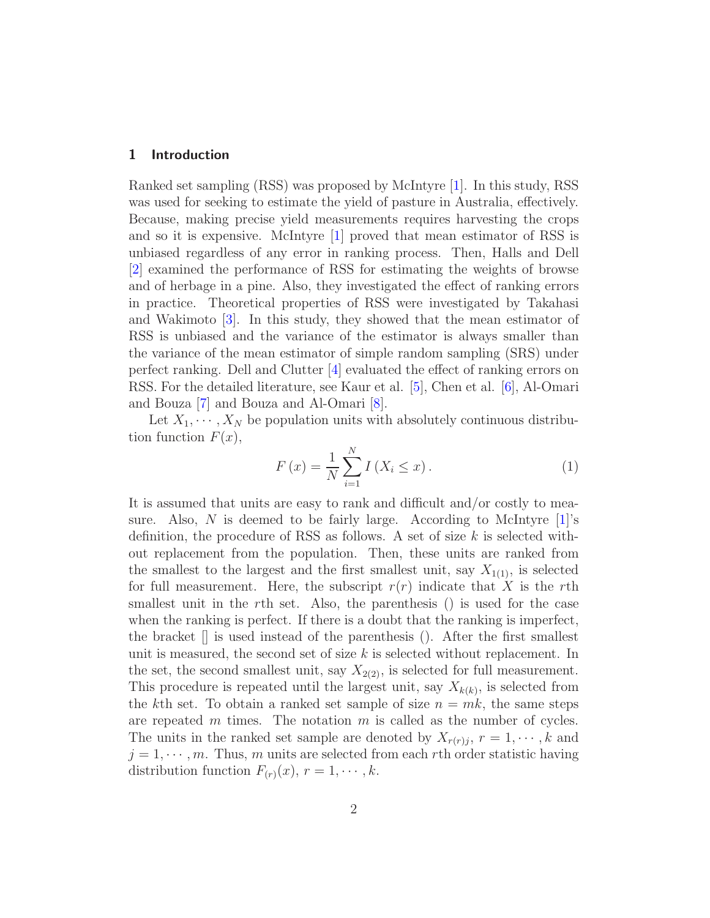## 1 Introduction

Ranked set sampling (RSS) was proposed by McIntyre [1]. In this study, RSS was used for seeking to estimate the yield of pasture in Australia, effectively. Because, making precise yield measurements requires harvesting the crops and so it is expensive. McIntyre [1] proved that mean estimator of RSS is unbiased regardless of any error in ranking process. Then, Halls and Dell [2] examined the performance of RSS for estimating the weights of browse and of herbage in a pine. Also, they investigated the effect of ranking errors in practice. Theoretical properties of RSS were investigated by Takahasi and Wakimoto [3]. In this study, they showed that the mean estimator of RSS is unbiased and the variance of the estimator is always smaller than the variance of the mean estimator of simple random sampling (SRS) under perfect ranking. Dell and Clutter [4] evaluated the effect of ranking errors on RSS. For the detailed literature, see Kaur et al. [5], Chen et al. [6], Al-Omari and Bouza [7] and Bouza and Al-Omari [8].

Let $X_1, \cdots, X_N$ be population units with absolutely continuous distribution function $F(x)$,

$$F\left(x\right) = \frac{1}{N} \sum_{i=1}^{N} I\left(X_i \leq x\right). \tag{1}$$

It is assumed that units are easy to rank and difficult and/or costly to measure. Also, $N$ is deemed to be fairly large. According to McIntyre [1]'s definition, the procedure of RSS as follows. A set of size $k$ is selected without replacement from the population. Then, these units are ranked from the smallest to the largest and the first smallest unit, say $X_{1(1)}$, is selected for full measurement. Here, the subscript $r(r)$ indicate that $X$ is the $r$th smallest unit in the $r$th set. Also, the parenthesis () is used for the case when the ranking is perfect. If there is a doubt that the ranking is imperfect, the bracket [] is used instead of the parenthesis (). After the first smallest unit is measured, the second set of size $k$ is selected without replacement. In the set, the second smallest unit, say $X_{2(2)}$, is selected for full measurement. This procedure is repeated until the largest unit, say $X_{k(k)}$, is selected from the $k$th set. To obtain a ranked set sample of size $n = mk$, the same steps are repeated $m$ times. The notation $m$ is called as the number of cycles. The units in the ranked set sample are denoted by $X_{r(r)j}$, $r = 1, \cdots, k$ and $j = 1, \cdots, m$. Thus, $m$ units are selected from each $r$th order statistic having distribution function $F_{(r)}(x)$, $r = 1, \cdots, k$.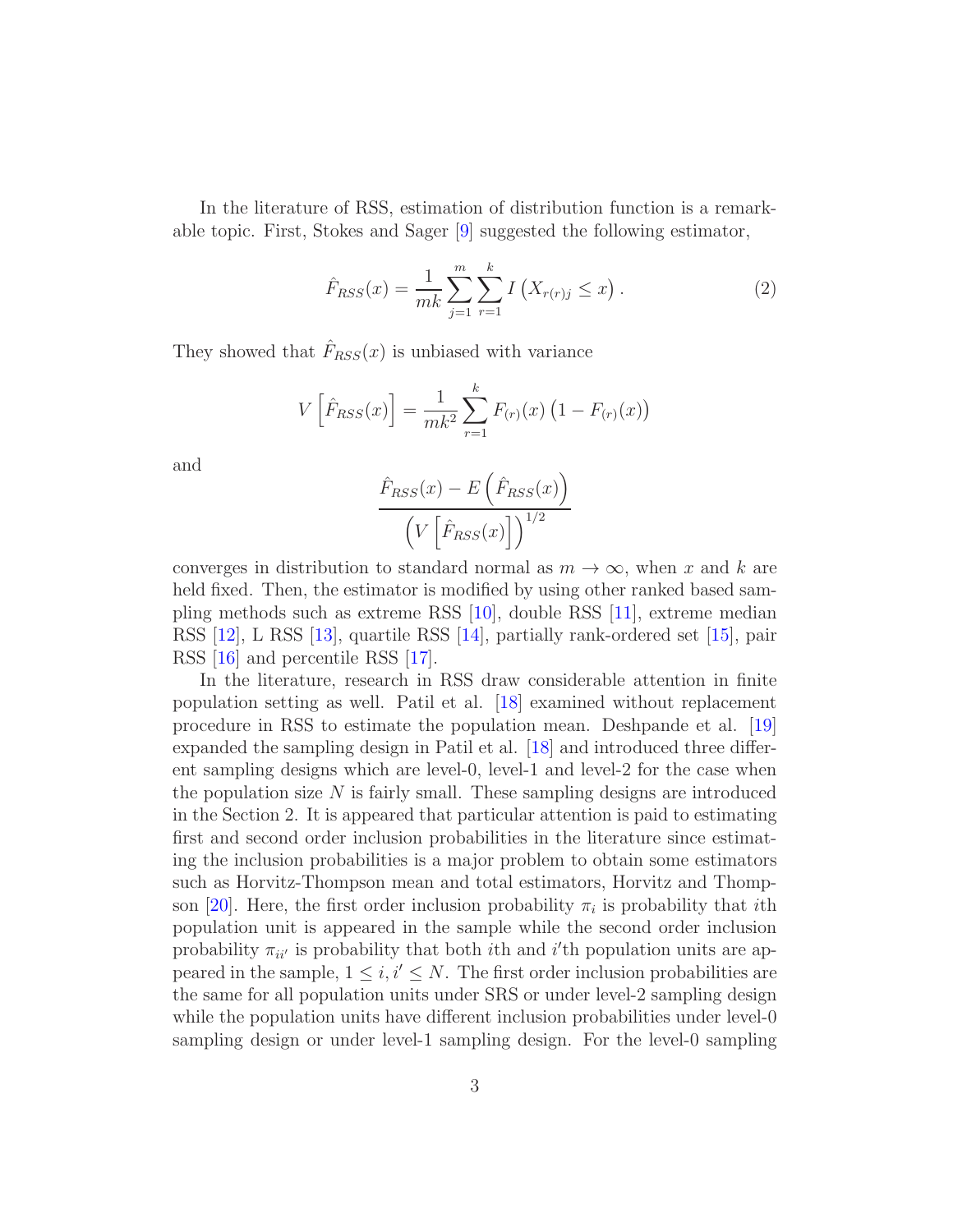In the literature of RSS, estimation of distribution function is a remarkable topic. First, Stokes and Sager [9] suggested the following estimator,

$$\hat{F}_{RSS}(x) = \frac{1}{mk}\sum_{j=1}^{m}\sum_{r=1}^{k} I\left(X_{r(r)j} \leq x\right). \tag{2}$$

They showed that $\hat{F}_{RSS}(x)$ is unbiased with variance

$$V\left[\hat{F}_{RSS}(x)\right] = \frac{1}{mk^2}\sum_{r=1}^{k} F_{(r)}(x)\left(1 - F_{(r)}(x)\right)$$

and

$$\frac{\hat{F}_{RSS}(x) - E\left(\hat{F}_{RSS}(x)\right)}{\left(V\left[\hat{F}_{RSS}(x)\right]\right)^{1/2}}$$

converges in distribution to standard normal as $m \to \infty$, when $x$ and $k$ are held fixed. Then, the estimator is modified by using other ranked based sampling methods such as extreme RSS [10], double RSS [11], extreme median RSS [12], L RSS [13], quartile RSS [14], partially rank-ordered set [15], pair RSS [16] and percentile RSS [17].

In the literature, research in RSS draw considerable attention in finite population setting as well. Patil et al. [18] examined without replacement procedure in RSS to estimate the population mean. Deshpande et al. [19] expanded the sampling design in Patil et al. [18] and introduced three different sampling designs which are level-0, level-1 and level-2 for the case when the population size $N$ is fairly small. These sampling designs are introduced in the Section 2. It is appeared that particular attention is paid to estimating first and second order inclusion probabilities in the literature since estimating the inclusion probabilities is a major problem to obtain some estimators such as Horvitz-Thompson mean and total estimators, Horvitz and Thompson [20]. Here, the first order inclusion probability $\pi_i$ is probability that $i$th population unit is appeared in the sample while the second order inclusion probability $\pi_{ii'}$ is probability that both $i$th and $i'$th population units are appeared in the sample, $1 \leq i, i' \leq N$. The first order inclusion probabilities are the same for all population units under SRS or under level-2 sampling design while the population units have different inclusion probabilities under level-0 sampling design or under level-1 sampling design. For the level-0 sampling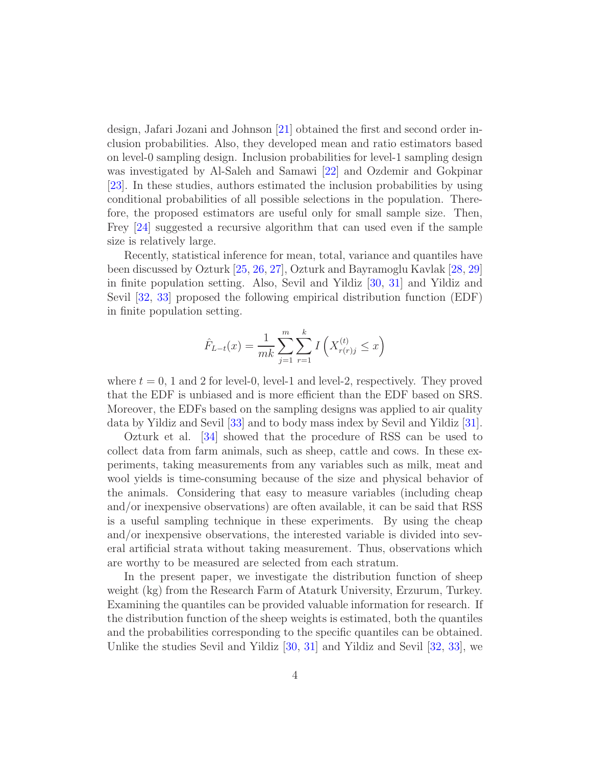design, Jafari Jozani and Johnson [21] obtained the first and second order inclusion probabilities. Also, they developed mean and ratio estimators based on level-0 sampling design. Inclusion probabilities for level-1 sampling design was investigated by Al-Saleh and Samawi [22] and Ozdemir and Gokpinar [23]. In these studies, authors estimated the inclusion probabilities by using conditional probabilities of all possible selections in the population. Therefore, the proposed estimators are useful only for small sample size. Then, Frey [24] suggested a recursive algorithm that can used even if the sample size is relatively large.

Recently, statistical inference for mean, total, variance and quantiles have been discussed by Ozturk [25, 26, 27], Ozturk and Bayramoglu Kavlak [28, 29] in finite population setting. Also, Sevil and Yildiz [30, 31] and Yildiz and Sevil [32, 33] proposed the following empirical distribution function (EDF) in finite population setting.

$$\hat{F}_{L-t}(x) = \frac{1}{mk} \sum_{j=1}^{m} \sum_{r=1}^{k} I\left(X_{r(r)j}^{(t)} \leq x\right)$$

where $t = 0$, 1 and 2 for level-0, level-1 and level-2, respectively. They proved that the EDF is unbiased and is more efficient than the EDF based on SRS. Moreover, the EDFs based on the sampling designs was applied to air quality data by Yildiz and Sevil [33] and to body mass index by Sevil and Yildiz [31].

Ozturk et al. [34] showed that the procedure of RSS can be used to collect data from farm animals, such as sheep, cattle and cows. In these experiments, taking measurements from any variables such as milk, meat and wool yields is time-consuming because of the size and physical behavior of the animals. Considering that easy to measure variables (including cheap and/or inexpensive observations) are often available, it can be said that RSS is a useful sampling technique in these experiments. By using the cheap and/or inexpensive observations, the interested variable is divided into several artificial strata without taking measurement. Thus, observations which are worthy to be measured are selected from each stratum.

In the present paper, we investigate the distribution function of sheep weight (kg) from the Research Farm of Ataturk University, Erzurum, Turkey. Examining the quantiles can be provided valuable information for research. If the distribution function of the sheep weights is estimated, both the quantiles and the probabilities corresponding to the specific quantiles can be obtained. Unlike the studies Sevil and Yildiz [30, 31] and Yildiz and Sevil [32, 33], we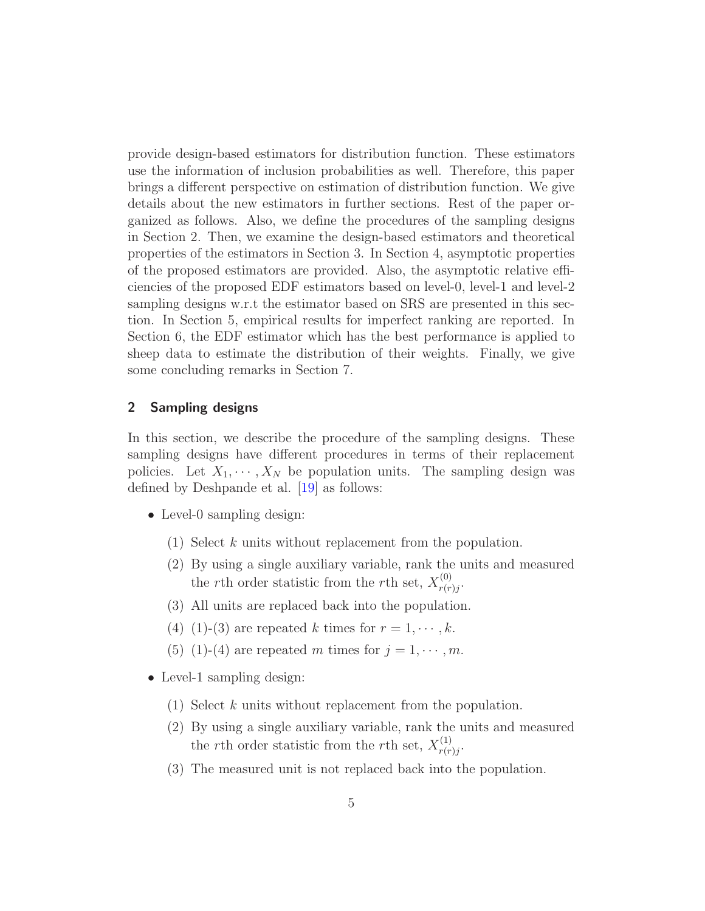provide design-based estimators for distribution function. These estimators use the information of inclusion probabilities as well. Therefore, this paper brings a different perspective on estimation of distribution function. We give details about the new estimators in further sections. Rest of the paper organized as follows. Also, we define the procedures of the sampling designs in Section 2. Then, we examine the design-based estimators and theoretical properties of the estimators in Section 3. In Section 4, asymptotic properties of the proposed estimators are provided. Also, the asymptotic relative efficiencies of the proposed EDF estimators based on level-0, level-1 and level-2 sampling designs w.r.t the estimator based on SRS are presented in this section. In Section 5, empirical results for imperfect ranking are reported. In Section 6, the EDF estimator which has the best performance is applied to sheep data to estimate the distribution of their weights. Finally, we give some concluding remarks in Section 7.

## 2 Sampling designs

In this section, we describe the procedure of the sampling designs. These sampling designs have different procedures in terms of their replacement policies. Let $X_1, \cdots, X_N$ be population units. The sampling design was defined by Deshpande et al. [19] as follows:

- Level-0 sampling design:
  - (1) Select $k$ units without replacement from the population.
  - (2) By using a single auxiliary variable, rank the units and measured the $r$th order statistic from the $r$th set, $X^{(0)}_{r(r)j}$.
  - (3) All units are replaced back into the population.
  - (4) (1)-(3) are repeated $k$ times for $r = 1, \cdots, k$.
  - (5) (1)-(4) are repeated $m$ times for $j = 1, \cdots, m$.
- Level-1 sampling design:
  - (1) Select $k$ units without replacement from the population.
  - (2) By using a single auxiliary variable, rank the units and measured the $r$th order statistic from the $r$th set, $X^{(1)}_{r(r)j}$.
  - (3) The measured unit is not replaced back into the population.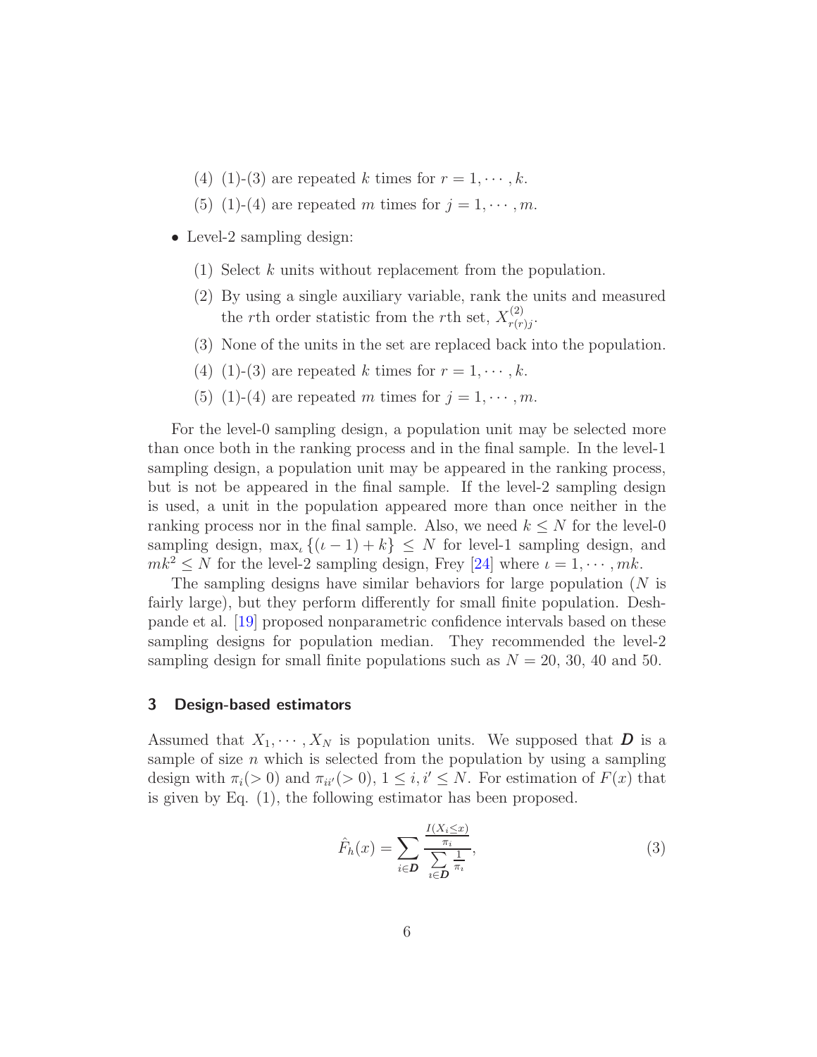(4) (1)-(3) are repeated $k$ times for $r = 1, \cdots, k$.

(5) (1)-(4) are repeated $m$ times for $j = 1, \cdots, m$.

- Level-2 sampling design:

  (1) Select $k$ units without replacement from the population.

  (2) By using a single auxiliary variable, rank the units and measured the $r$th order statistic from the $r$th set, $X^{(2)}_{r(r)j}$.

  (3) None of the units in the set are replaced back into the population.

  (4) (1)-(3) are repeated $k$ times for $r = 1, \cdots, k$.

  (5) (1)-(4) are repeated $m$ times for $j = 1, \cdots, m$.

For the level-0 sampling design, a population unit may be selected more than once both in the ranking process and in the final sample. In the level-1 sampling design, a population unit may be appeared in the ranking process, but is not be appeared in the final sample. If the level-2 sampling design is used, a unit in the population appeared more than once neither in the ranking process nor in the final sample. Also, we need $k \leq N$ for the level-0 sampling design, $\max_\iota \{(\iota - 1) + k\} \leq N$ for level-1 sampling design, and $mk^2 \leq N$ for the level-2 sampling design, Frey [24] where $\iota = 1, \cdots, mk$.

The sampling designs have similar behaviors for large population ($N$ is fairly large), but they perform differently for small finite population. Deshpande et al. [19] proposed nonparametric confidence intervals based on these sampling designs for population median. They recommended the level-2 sampling design for small finite populations such as $N = 20$, 30, 40 and 50.

## 3 Design-based estimators

Assumed that $X_1, \cdots, X_N$ is population units. We supposed that $\boldsymbol{D}$ is a sample of size $n$ which is selected from the population by using a sampling design with $\pi_i (> 0)$ and $\pi_{ii'} (> 0)$, $1 \leq i, i' \leq N$. For estimation of $F(x)$ that is given by Eq. (1), the following estimator has been proposed.

$$\hat{F}_h(x) = \sum_{i \in \boldsymbol{D}} \frac{\frac{I(X_i \leq x)}{\pi_i}}{\sum\limits_{i \in \boldsymbol{D}} \frac{1}{\pi_i}}, \tag{3}$$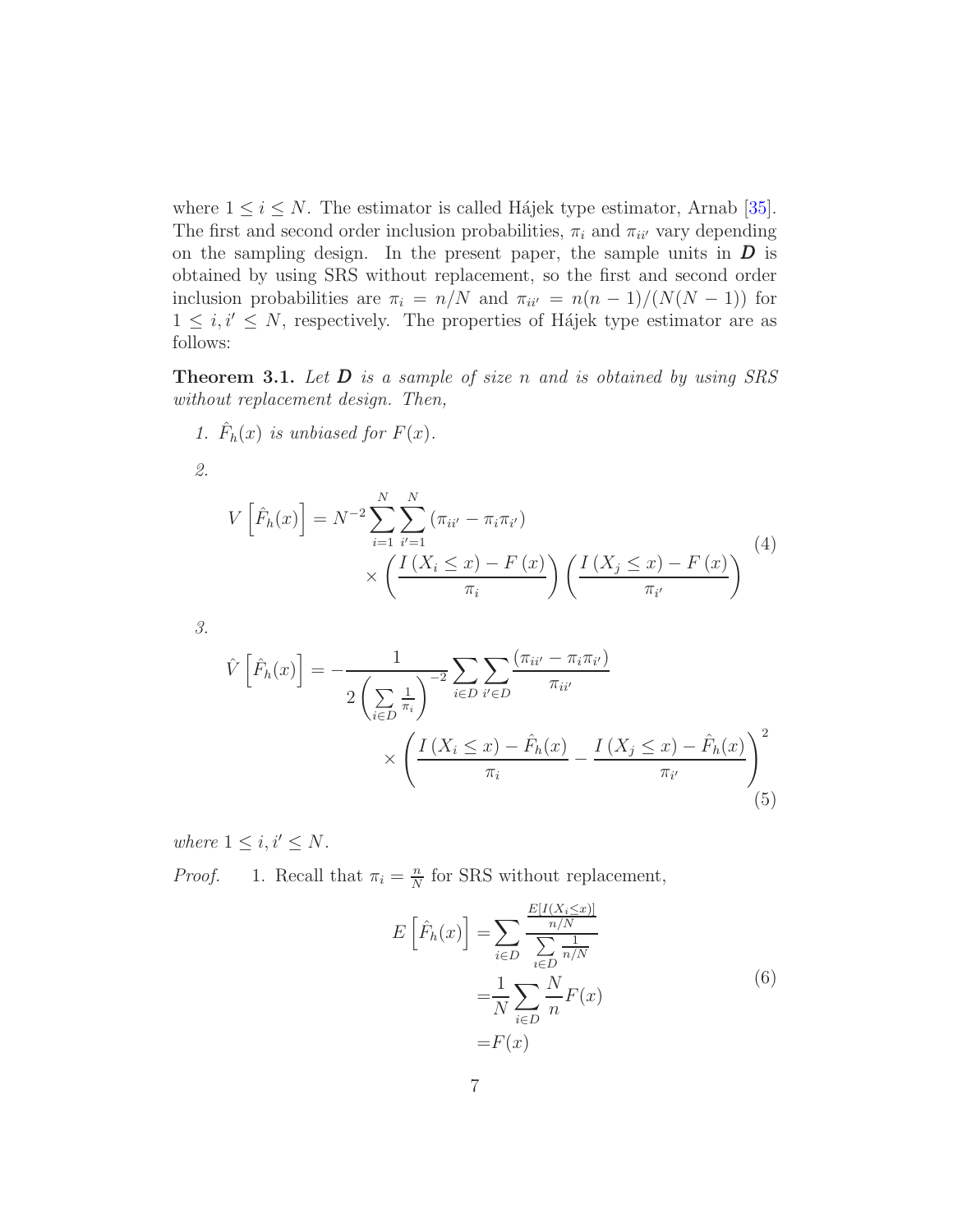where $1 \leq i \leq N$. The estimator is called Hájek type estimator, Arnab [35]. The first and second order inclusion probabilities, $\pi_i$ and $\pi_{ii'}$ vary depending on the sampling design. In the present paper, the sample units in $\boldsymbol{D}$ is obtained by using SRS without replacement, so the first and second order inclusion probabilities are $\pi_i = n/N$ and $\pi_{ii'} = n(n-1)/(N(N-1))$ for $1 \leq i, i' \leq N$, respectively. The properties of Hájek type estimator are as follows:

**Theorem 3.1.** *Let $\boldsymbol{D}$ is a sample of size $n$ and is obtained by using SRS without replacement design. Then,*

1. *$\hat{F}_h(x)$ is unbiased for $F(x)$.*

2. 
$$V\left[\hat{F}_h(x)\right] = N^{-2}\sum_{i=1}^{N}\sum_{i'=1}^{N}\left(\pi_{ii'} - \pi_i\pi_{i'}\right) \times \left(\frac{I\left(X_i \leq x\right) - F\left(x\right)}{\pi_i}\right)\left(\frac{I\left(X_j \leq x\right) - F\left(x\right)}{\pi_{i'}}\right) \tag{4}$$

3. 
$$\hat{V}\left[\hat{F}_h(x)\right] = -\frac{1}{2\left(\sum\limits_{i\in D}\frac{1}{\pi_i}\right)^{-2}}\sum_{i\in D}\sum_{i'\in D}\frac{\left(\pi_{ii'} - \pi_i\pi_{i'}\right)}{\pi_{ii'}} \times \left(\frac{I\left(X_i \leq x\right) - \hat{F}_h(x)}{\pi_i} - \frac{I\left(X_j \leq x\right) - \hat{F}_h(x)}{\pi_{i'}}\right)^2 \tag{5}$$

*where $1 \leq i, i' \leq N$.*

*Proof.* 1. Recall that $\pi_i = \frac{n}{N}$ for SRS without replacement,

$$\begin{aligned} E\left[\hat{F}_h(x)\right] =& \sum_{i\in D}\frac{\frac{E[I(X_i\leq x)]}{n/N}}{\sum\limits_{i\in D}\frac{1}{n/N}} \\ =& \frac{1}{N}\sum_{i\in D}\frac{N}{n}F(x) \\ =& F(x) \end{aligned} \tag{6}$$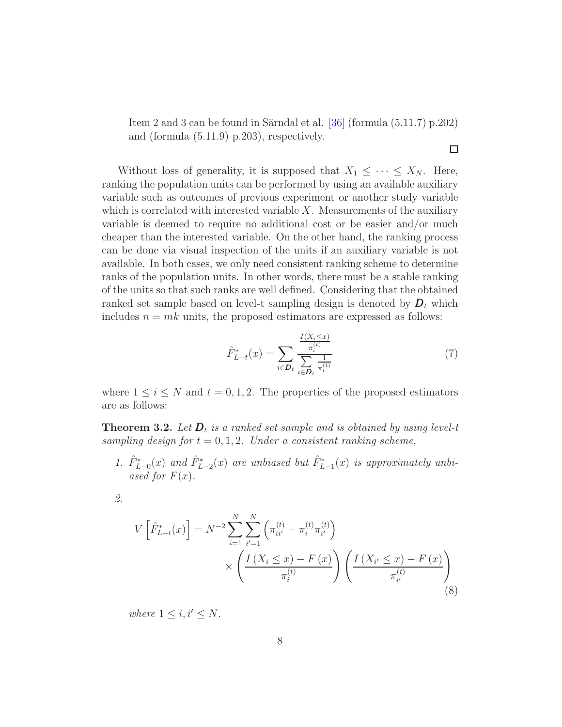Item 2 and 3 can be found in Särndal et al. [36] (formula (5.11.7) p.202) and (formula (5.11.9) p.203), respectively.

□

Without loss of generality, it is supposed that $X_1 \leq \cdots \leq X_N$. Here, ranking the population units can be performed by using an available auxiliary variable such as outcomes of previous experiment or another study variable which is correlated with interested variable $X$. Measurements of the auxiliary variable is deemed to require no additional cost or be easier and/or much cheaper than the interested variable. On the other hand, the ranking process can be done via visual inspection of the units if an auxiliary variable is not available. In both cases, we only need consistent ranking scheme to determine ranks of the population units. In other words, there must be a stable ranking of the units so that such ranks are well defined. Considering that the obtained ranked set sample based on level-t sampling design is denoted by $\boldsymbol{D}_t$ which includes $n = mk$ units, the proposed estimators are expressed as follows:

$$\hat{F}^*_{L-t}(x) = \sum_{i \in \boldsymbol{D}_t} \frac{\frac{I(X_i \leq x)}{\pi_i^{(t)}}}{\sum_{i \in \boldsymbol{D}_t} \frac{1}{\pi_i^{(t)}}} \tag{7}$$

where $1 \leq i \leq N$ and $t = 0, 1, 2$. The properties of the proposed estimators are as follows:

**Theorem 3.2.** *Let $\boldsymbol{D}_t$ is a ranked set sample and is obtained by using level-t sampling design for $t = 0, 1, 2$. Under a consistent ranking scheme,*

1. *$\hat{F}^*_{L-0}(x)$ and $\hat{F}^*_{L-2}(x)$ are unbiased but $\hat{F}^*_{L-1}(x)$ is approximately unbiased for $F(x)$.*

2. $$V\left[\hat{F}^*_{L-t}(x)\right] = N^{-2} \sum_{i=1}^{N} \sum_{i'=1}^{N} \left(\pi_{ii'}^{(t)} - \pi_i^{(t)} \pi_{i'}^{(t)}\right) \times \left(\frac{I\left(X_i \leq x\right) - F\left(x\right)}{\pi_i^{(t)}}\right) \left(\frac{I\left(X_{i'} \leq x\right) - F\left(x\right)}{\pi_{i'}^{(t)}}\right) \tag{8}$$

   *where $1 \leq i, i' \leq N$.*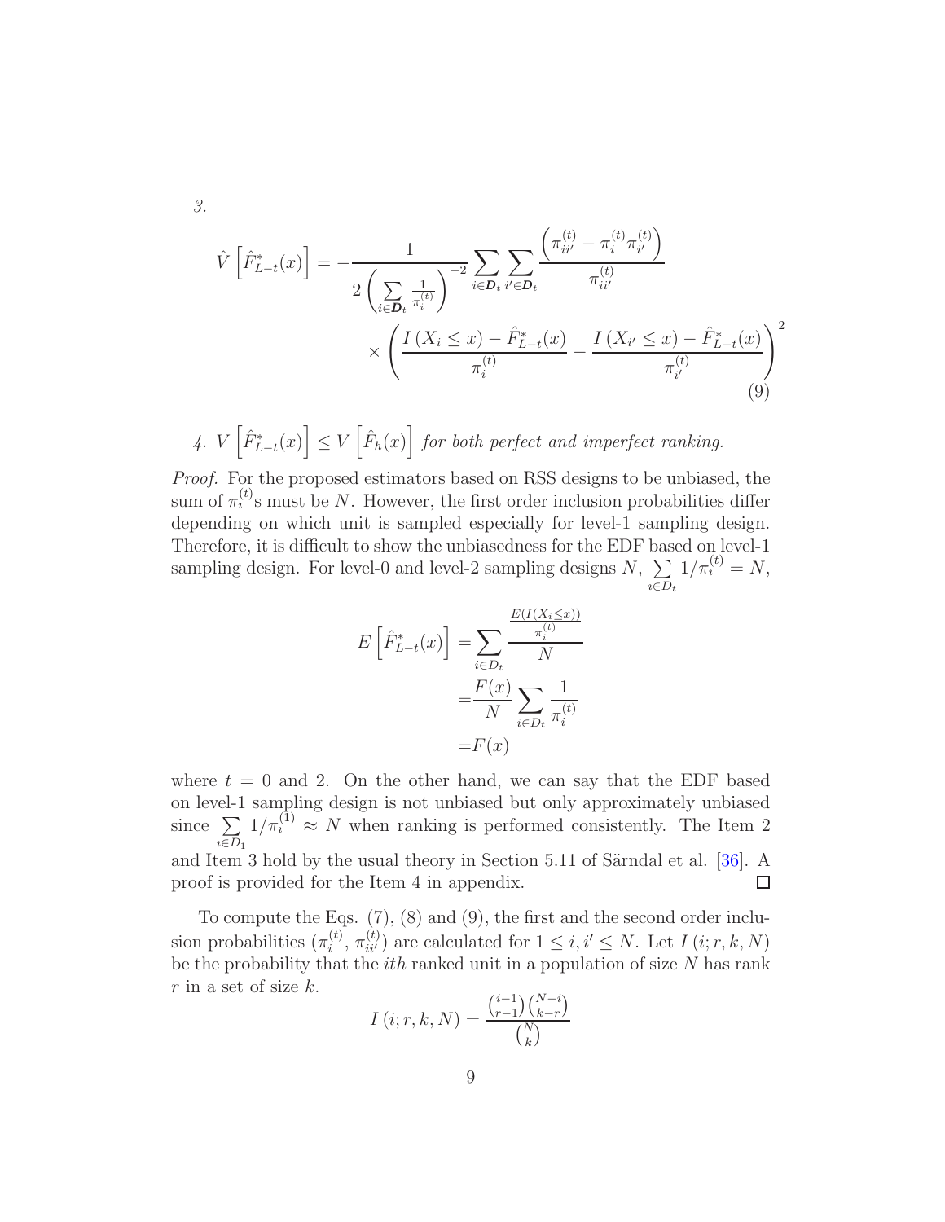3.

$$
\hat{V}\left[\hat{F}^*_{L-t}(x)\right] = -\frac{1}{2\left(\sum\limits_{i\in \boldsymbol{D}_t} \frac{1}{\pi_i^{(t)}}\right)^{-2}} \sum_{i\in \boldsymbol{D}_t} \sum_{i'\in \boldsymbol{D}_t} \frac{\left(\pi_{ii'}^{(t)} - \pi_i^{(t)}\pi_{i'}^{(t)}\right)}{\pi_{ii'}^{(t)}} \times \left(\frac{I\left(X_i \le x\right) - \hat{F}^*_{L-t}(x)}{\pi_i^{(t)}} - \frac{I\left(X_{i'} \le x\right) - \hat{F}^*_{L-t}(x)}{\pi_{i'}^{(t)}}\right)^2 \tag{9}
$$

4. $V\left[\hat{F}^*_{L-t}(x)\right] \le V\left[\hat{F}_h(x)\right]$ *for both perfect and imperfect ranking.*

*Proof.* For the proposed estimators based on RSS designs to be unbiased, the sum of $\pi_i^{(t)}$s must be $N$. However, the first order inclusion probabilities differ depending on which unit is sampled especially for level-1 sampling design. Therefore, it is difficult to show the unbiasedness for the EDF based on level-1 sampling design. For level-0 and level-2 sampling designs $N$, $\sum\limits_{i\in D_t} 1/\pi_i^{(t)} = N$,

$$
\begin{aligned}
E\left[\hat{F}^*_{L-t}(x)\right] &= \sum_{i\in D_t} \frac{\frac{E(I(X_i \le x))}{\pi_i^{(t)}}}{N} \\
&= \frac{F(x)}{N} \sum_{i\in D_t} \frac{1}{\pi_i^{(t)}} \\
&= F(x)
\end{aligned}
$$

where $t = 0$ and 2. On the other hand, we can say that the EDF based on level-1 sampling design is not unbiased but only approximately unbiased since $\sum\limits_{i\in D_1} 1/\pi_i^{(1)} \approx N$ when ranking is performed consistently. The Item 2 and Item 3 hold by the usual theory in Section 5.11 of Särndal et al. [36]. A proof is provided for the Item 4 in appendix. □

To compute the Eqs. (7), (8) and (9), the first and the second order inclusion probabilities ($\pi_i^{(t)}$, $\pi_{ii'}^{(t)}$) are calculated for $1 \le i, i' \le N$. Let $I\left(i; r, k, N\right)$ be the probability that the *ith* ranked unit in a population of size $N$ has rank $r$ in a set of size $k$.

$$
I\left(i; r, k, N\right) = \frac{\binom{i-1}{r-1}\binom{N-i}{k-r}}{\binom{N}{k}}
$$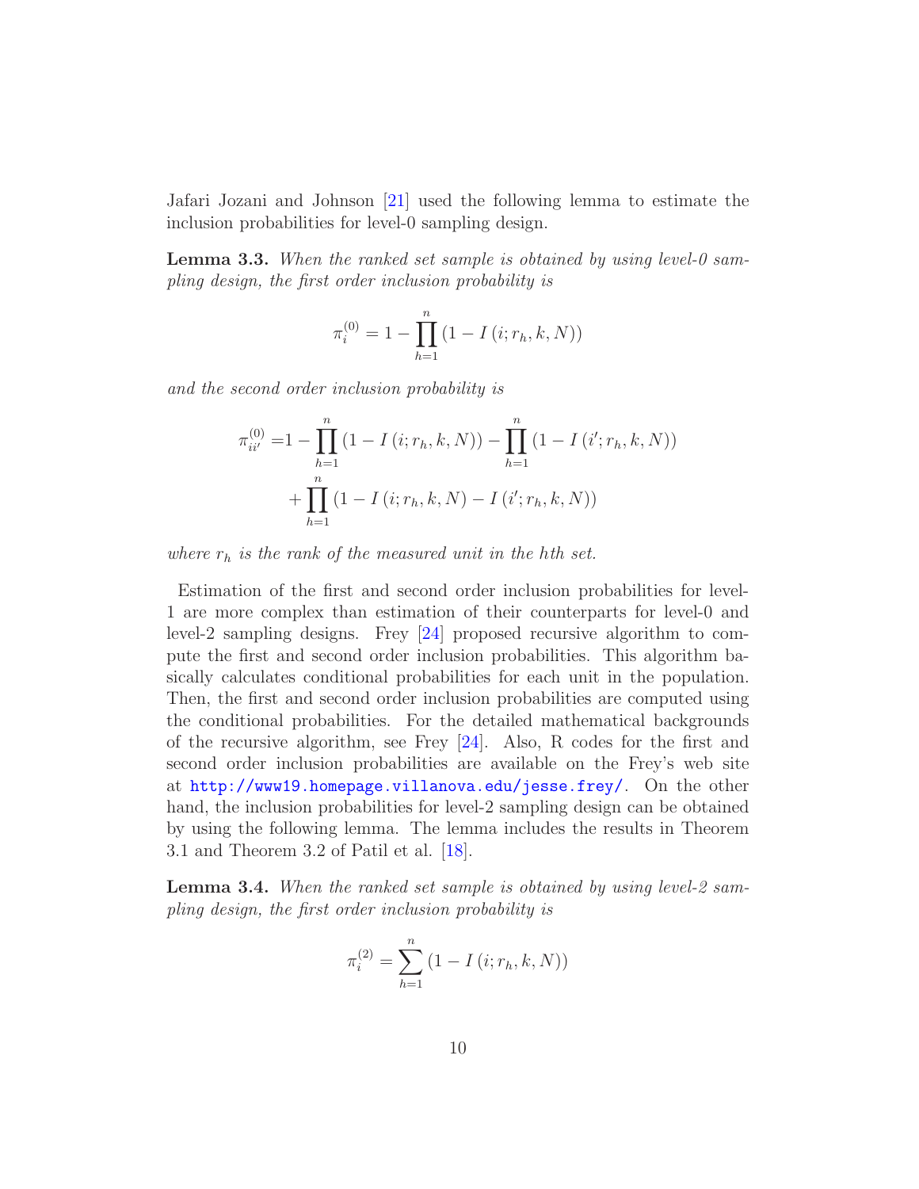Jafari Jozani and Johnson [21] used the following lemma to estimate the inclusion probabilities for level-0 sampling design.

**Lemma 3.3.** *When the ranked set sample is obtained by using level-0 sampling design, the first order inclusion probability is*

$$\pi_i^{(0)} = 1 - \prod_{h=1}^{n} \left(1 - I\left(i; r_h, k, N\right)\right)$$

*and the second order inclusion probability is*

$$\begin{aligned}
\pi_{ii'}^{(0)} =& 1 - \prod_{h=1}^{n} \left(1 - I\left(i; r_h, k, N\right)\right) - \prod_{h=1}^{n} \left(1 - I\left(i'; r_h, k, N\right)\right) \\
&+ \prod_{h=1}^{n} \left(1 - I\left(i; r_h, k, N\right) - I\left(i'; r_h, k, N\right)\right)
\end{aligned}$$

*where $r_h$ is the rank of the measured unit in the hth set.*

Estimation of the first and second order inclusion probabilities for level-1 are more complex than estimation of their counterparts for level-0 and level-2 sampling designs. Frey [24] proposed recursive algorithm to compute the first and second order inclusion probabilities. This algorithm basically calculates conditional probabilities for each unit in the population. Then, the first and second order inclusion probabilities are computed using the conditional probabilities. For the detailed mathematical backgrounds of the recursive algorithm, see Frey [24]. Also, R codes for the first and second order inclusion probabilities are available on the Frey's web site at http://www19.homepage.villanova.edu/jesse.frey/. On the other hand, the inclusion probabilities for level-2 sampling design can be obtained by using the following lemma. The lemma includes the results in Theorem 3.1 and Theorem 3.2 of Patil et al. [18].

**Lemma 3.4.** *When the ranked set sample is obtained by using level-2 sampling design, the first order inclusion probability is*

$$\pi_i^{(2)} = \sum_{h=1}^{n} \left(1 - I\left(i; r_h, k, N\right)\right)$$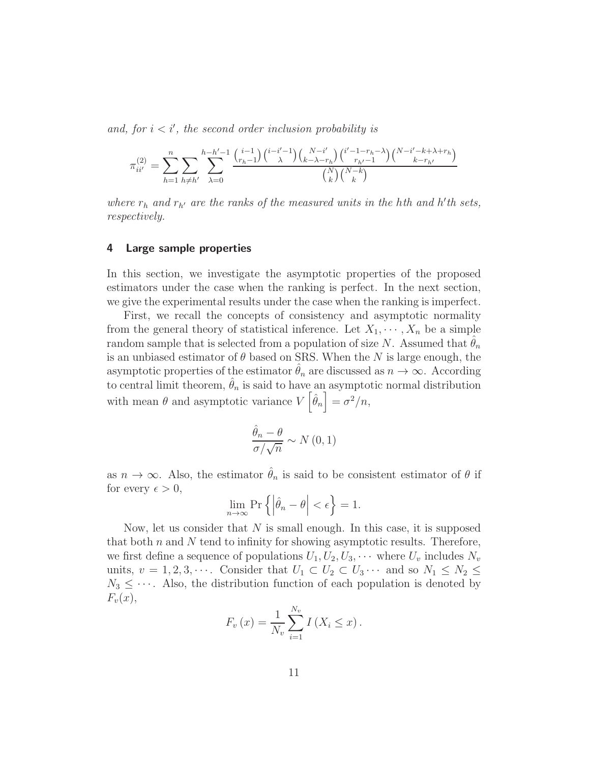*and, for $i < i'$, the second order inclusion probability is*

$$
\pi_{ii'}^{(2)} = \sum_{h=1}^{n} \sum_{h \neq h'} \sum_{\lambda=0}^{h-h'-1} \frac{\binom{i-1}{r_h-1}\binom{i-i'-1}{\lambda}\binom{N-i'}{k-\lambda-r_h}\binom{i'-1-r_h-\lambda}{r_{h'}-1}\binom{N-i'-k+\lambda+r_h}{k-r_{h'}}}{\binom{N}{k}\binom{N-k}{k}}
$$

*where $r_h$ and $r_{h'}$ are the ranks of the measured units in the $h$th and $h'$th sets, respectively.*

## 4 Large sample properties

In this section, we investigate the asymptotic properties of the proposed estimators under the case when the ranking is perfect. In the next section, we give the experimental results under the case when the ranking is imperfect.

First, we recall the concepts of consistency and asymptotic normality from the general theory of statistical inference. Let $X_1, \cdots, X_n$ be a simple random sample that is selected from a population of size $N$. Assumed that $\hat{\theta}_n$ is an unbiased estimator of $\theta$ based on SRS. When the $N$ is large enough, the asymptotic properties of the estimator $\hat{\theta}_n$ are discussed as $n \to \infty$. According to central limit theorem, $\hat{\theta}_n$ is said to have an asymptotic normal distribution with mean $\theta$ and asymptotic variance $V\left[\hat{\theta}_n\right] = \sigma^2/n$,

$$
\frac{\hat{\theta}_n - \theta}{\sigma/\sqrt{n}} \sim N(0,1)
$$

as $n \to \infty$. Also, the estimator $\hat{\theta}_n$ is said to be consistent estimator of $\theta$ if for every $\epsilon > 0$,

$$
\lim_{n \to \infty} \Pr\left\{ \left| \hat{\theta}_n - \theta \right| < \epsilon \right\} = 1.
$$

Now, let us consider that $N$ is small enough. In this case, it is supposed that both $n$ and $N$ tend to infinity for showing asymptotic results. Therefore, we first define a sequence of populations $U_1, U_2, U_3, \cdots$ where $U_v$ includes $N_v$ units, $v = 1, 2, 3, \cdots$. Consider that $U_1 \subset U_2 \subset U_3 \cdots$ and so $N_1 \leq N_2 \leq N_3 \leq \cdots$. Also, the distribution function of each population is denoted by $F_v(x)$,

$$
F_v(x) = \frac{1}{N_v} \sum_{i=1}^{N_v} I(X_i \leq x).
$$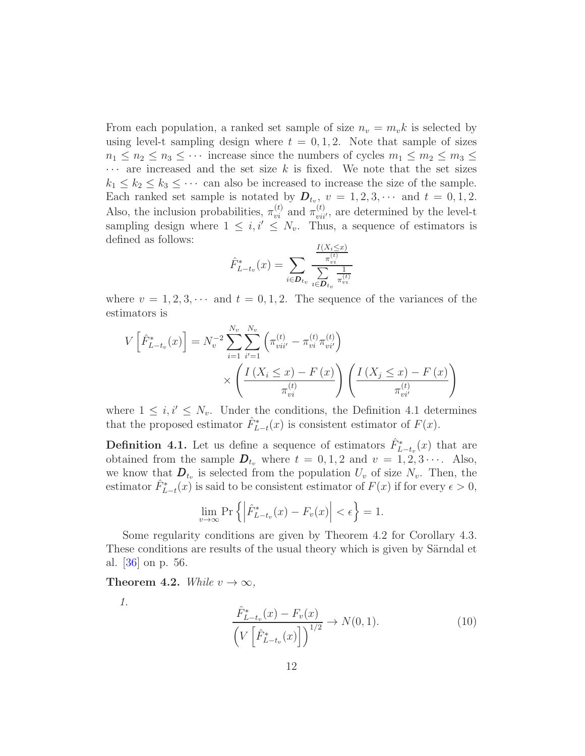From each population, a ranked set sample of size $n_v = m_v k$ is selected by using level-t sampling design where $t = 0, 1, 2$. Note that sample of sizes $n_1 \leq n_2 \leq n_3 \leq \cdots$ increase since the numbers of cycles $m_1 \leq m_2 \leq m_3 \leq \cdots$ are increased and the set size $k$ is fixed. We note that the set sizes $k_1 \leq k_2 \leq k_3 \leq \cdots$ can also be increased to increase the size of the sample. Each ranked set sample is notated by $\boldsymbol{D}_{t_v}$, $v = 1, 2, 3, \cdots$ and $t = 0, 1, 2$. Also, the inclusion probabilities, $\pi_{vi}^{(t)}$ and $\pi_{vii'}^{(t)}$, are determined by the level-t sampling design where $1 \leq i, i' \leq N_v$. Thus, a sequence of estimators is defined as follows:

$$\hat{F}^{*}_{L-t_v}(x) = \sum_{i \in \boldsymbol{D}_{t_v}} \frac{\frac{I(X_i \leq x)}{\pi_{vi}^{(t)}}}{\sum\limits_{i \in \boldsymbol{D}_{t_v}} \frac{1}{\pi_{vi}^{(t)}}}$$

where $v = 1, 2, 3, \cdots$ and $t = 0, 1, 2$. The sequence of the variances of the estimators is

$$V\left[\hat{F}^{*}_{L-t_v}(x)\right] = N_v^{-2} \sum_{i=1}^{N_v} \sum_{i'=1}^{N_v} \left(\pi_{vii'}^{(t)} - \pi_{vi}^{(t)} \pi_{vi'}^{(t)}\right) \times \left(\frac{I\left(X_i \leq x\right) - F\left(x\right)}{\pi_{vi}^{(t)}}\right) \left(\frac{I\left(X_j \leq x\right) - F\left(x\right)}{\pi_{vi'}^{(t)}}\right)$$

where $1 \leq i, i' \leq N_v$. Under the conditions, the Definition 4.1 determines that the proposed estimator $\hat{F}^{*}_{L-t}(x)$ is consistent estimator of $F(x)$.

**Definition 4.1.** Let us define a sequence of estimators $\hat{F}^{*}_{L-t_v}(x)$ that are obtained from the sample $\boldsymbol{D}_{t_v}$ where $t = 0, 1, 2$ and $v = 1, 2, 3 \cdots$. Also, we know that $\boldsymbol{D}_{t_v}$ is selected from the population $U_v$ of size $N_v$. Then, the estimator $\hat{F}^{*}_{L-t}(x)$ is said to be consistent estimator of $F(x)$ if for every $\epsilon > 0$,

$$\lim_{v \to \infty} \Pr\left\{\left|\hat{F}^{*}_{L-t_v}(x) - F_v(x)\right| < \epsilon\right\} = 1.$$

Some regularity conditions are given by Theorem 4.2 for Corollary 4.3. These conditions are results of the usual theory which is given by Särndal et al. [36] on p. 56.

**Theorem 4.2.** *While $v \to \infty$,*

*1.*

$$\frac{\hat{F}^{*}_{L-t_v}(x) - F_v(x)}{\left(V\left[\hat{F}^{*}_{L-t_v}(x)\right]\right)^{1/2}} \to N(0, 1). \tag{10}$$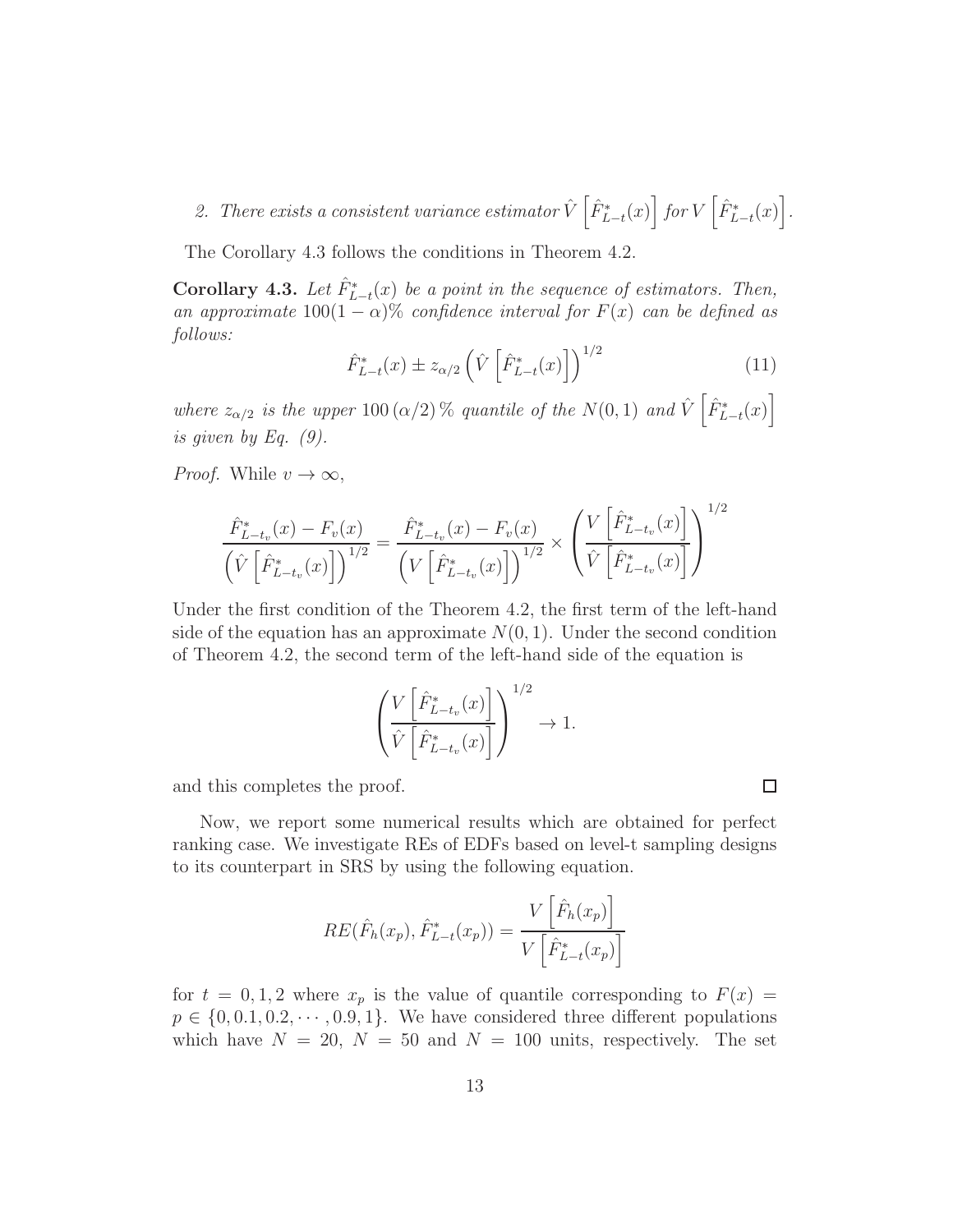2. *There exists a consistent variance estimator* $\hat{V}\left[\hat{F}^*_{L-t}(x)\right]$ *for* $V\left[\hat{F}^*_{L-t}(x)\right]$.

The Corollary 4.3 follows the conditions in Theorem 4.2.

**Corollary 4.3.** *Let* $\hat{F}^*_{L-t}(x)$ *be a point in the sequence of estimators. Then, an approximate* $100(1-\alpha)\%$ *confidence interval for* $F(x)$ *can be defined as follows:*

$$\hat{F}^*_{L-t}(x) \pm z_{\alpha/2}\left(\hat{V}\left[\hat{F}^*_{L-t}(x)\right]\right)^{1/2} \tag{11}$$

*where* $z_{\alpha/2}$ *is the upper* $100\,(\alpha/2)\,\%$ *quantile of the* $N(0,1)$ *and* $\hat{V}\left[\hat{F}^*_{L-t}(x)\right]$ *is given by Eq. (9).*

*Proof.* While $v \to \infty$,

$$\frac{\hat{F}^*_{L-t_v}(x) - F_v(x)}{\left(\hat{V}\left[\hat{F}^*_{L-t_v}(x)\right]\right)^{1/2}} = \frac{\hat{F}^*_{L-t_v}(x) - F_v(x)}{\left(V\left[\hat{F}^*_{L-t_v}(x)\right]\right)^{1/2}} \times \left(\frac{V\left[\hat{F}^*_{L-t_v}(x)\right]}{\hat{V}\left[\hat{F}^*_{L-t_v}(x)\right]}\right)^{1/2}$$

Under the first condition of the Theorem 4.2, the first term of the left-hand side of the equation has an approximate $N(0,1)$. Under the second condition of Theorem 4.2, the second term of the left-hand side of the equation is

$$\left(\frac{V\left[\hat{F}^*_{L-t_v}(x)\right]}{\hat{V}\left[\hat{F}^*_{L-t_v}(x)\right]}\right)^{1/2} \to 1.$$

and this completes the proof. □

Now, we report some numerical results which are obtained for perfect ranking case. We investigate REs of EDFs based on level-t sampling designs to its counterpart in SRS by using the following equation.

$$RE(\hat{F}_h(x_p), \hat{F}^*_{L-t}(x_p)) = \frac{V\left[\hat{F}_h(x_p)\right]}{V\left[\hat{F}^*_{L-t}(x_p)\right]}$$

for $t = 0, 1, 2$ where $x_p$ is the value of quantile corresponding to $F(x) = p \in \{0, 0.1, 0.2, \cdots, 0.9, 1\}$. We have considered three different populations which have $N = 20$, $N = 50$ and $N = 100$ units, respectively. The set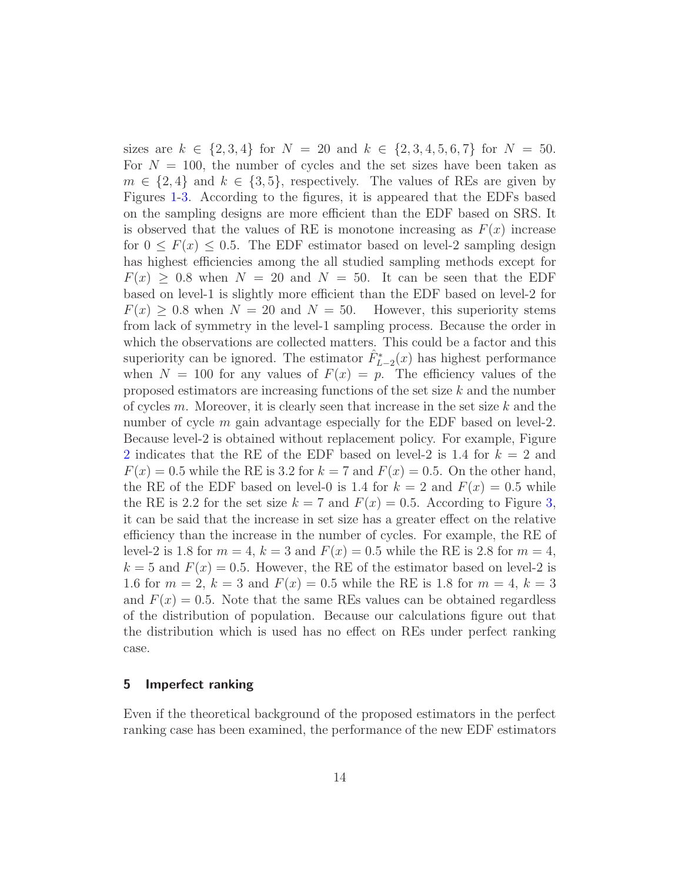sizes are $k \in \{2, 3, 4\}$ for $N = 20$ and $k \in \{2, 3, 4, 5, 6, 7\}$ for $N = 50$. For $N = 100$, the number of cycles and the set sizes have been taken as $m \in \{2, 4\}$ and $k \in \{3, 5\}$, respectively. The values of REs are given by Figures 1-3. According to the figures, it is appeared that the EDFs based on the sampling designs are more efficient than the EDF based on SRS. It is observed that the values of RE is monotone increasing as $F(x)$ increase for $0 \leq F(x) \leq 0.5$. The EDF estimator based on level-2 sampling design has highest efficiencies among the all studied sampling methods except for $F(x) \geq 0.8$ when $N = 20$ and $N = 50$. It can be seen that the EDF based on level-1 is slightly more efficient than the EDF based on level-2 for $F(x) \geq 0.8$ when $N = 20$ and $N = 50$. However, this superiority stems from lack of symmetry in the level-1 sampling process. Because the order in which the observations are collected matters. This could be a factor and this superiority can be ignored. The estimator $\hat{F}^{*}_{L-2}(x)$ has highest performance when $N = 100$ for any values of $F(x) = p$. The efficiency values of the proposed estimators are increasing functions of the set size $k$ and the number of cycles $m$. Moreover, it is clearly seen that increase in the set size $k$ and the number of cycle $m$ gain advantage especially for the EDF based on level-2. Because level-2 is obtained without replacement policy. For example, Figure 2 indicates that the RE of the EDF based on level-2 is 1.4 for $k = 2$ and $F(x) = 0.5$ while the RE is 3.2 for $k = 7$ and $F(x) = 0.5$. On the other hand, the RE of the EDF based on level-0 is 1.4 for $k = 2$ and $F(x) = 0.5$ while the RE is 2.2 for the set size $k = 7$ and $F(x) = 0.5$. According to Figure 3, it can be said that the increase in set size has a greater effect on the relative efficiency than the increase in the number of cycles. For example, the RE of level-2 is 1.8 for $m = 4$, $k = 3$ and $F(x) = 0.5$ while the RE is 2.8 for $m = 4$, $k = 5$ and $F(x) = 0.5$. However, the RE of the estimator based on level-2 is 1.6 for $m = 2$, $k = 3$ and $F(x) = 0.5$ while the RE is 1.8 for $m = 4$, $k = 3$ and $F(x) = 0.5$. Note that the same REs values can be obtained regardless of the distribution of population. Because our calculations figure out that the distribution which is used has no effect on REs under perfect ranking case.

## 5 Imperfect ranking

Even if the theoretical background of the proposed estimators in the perfect ranking case has been examined, the performance of the new EDF estimators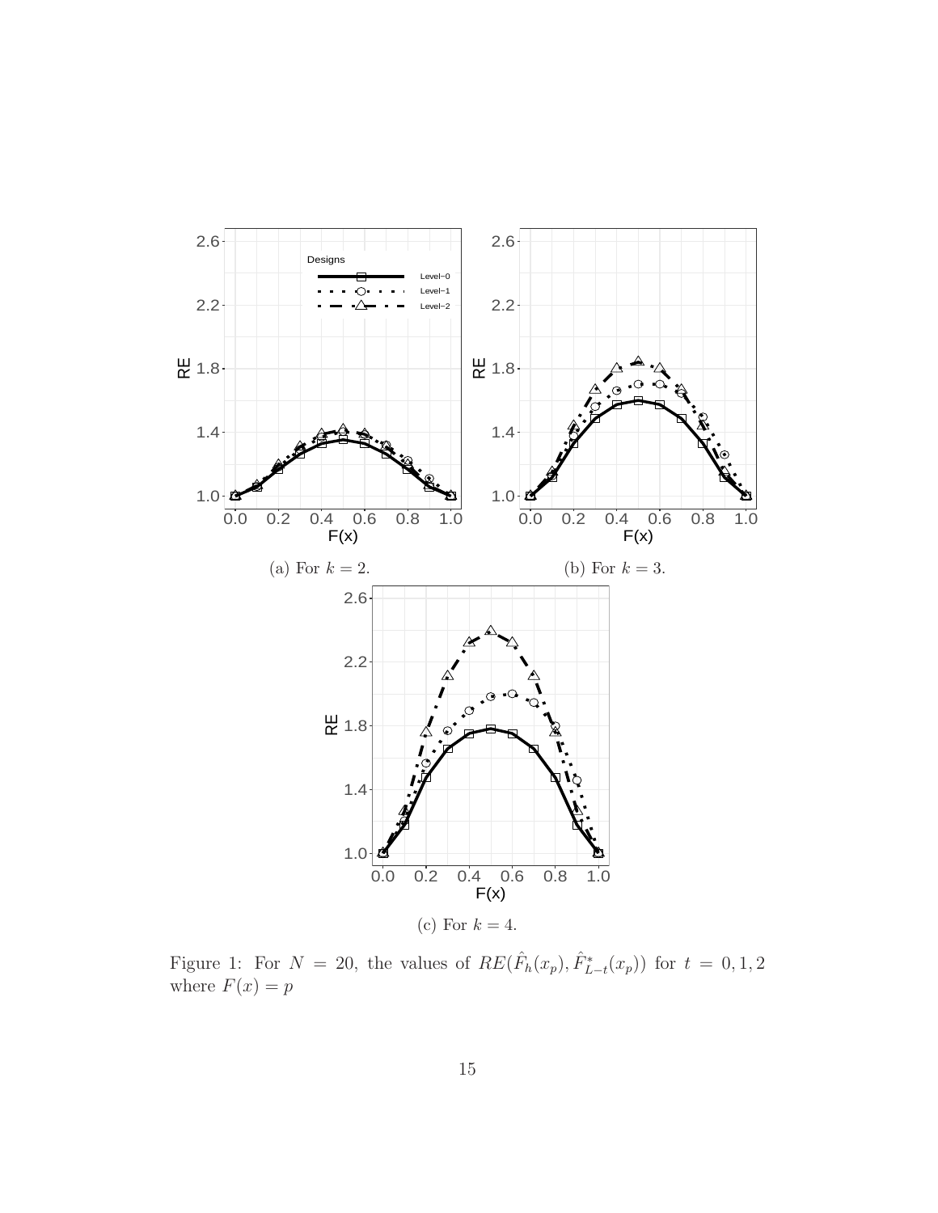(a) For $k = 2$.

(b) For $k = 3$.

(c) For $k = 4$.

Figure 1: For $N = 20$, the values of $RE(\hat{F}_h(x_p), \hat{F}^*_{L-t}(x_p))$ for $t = 0, 1, 2$ where $F(x) = p$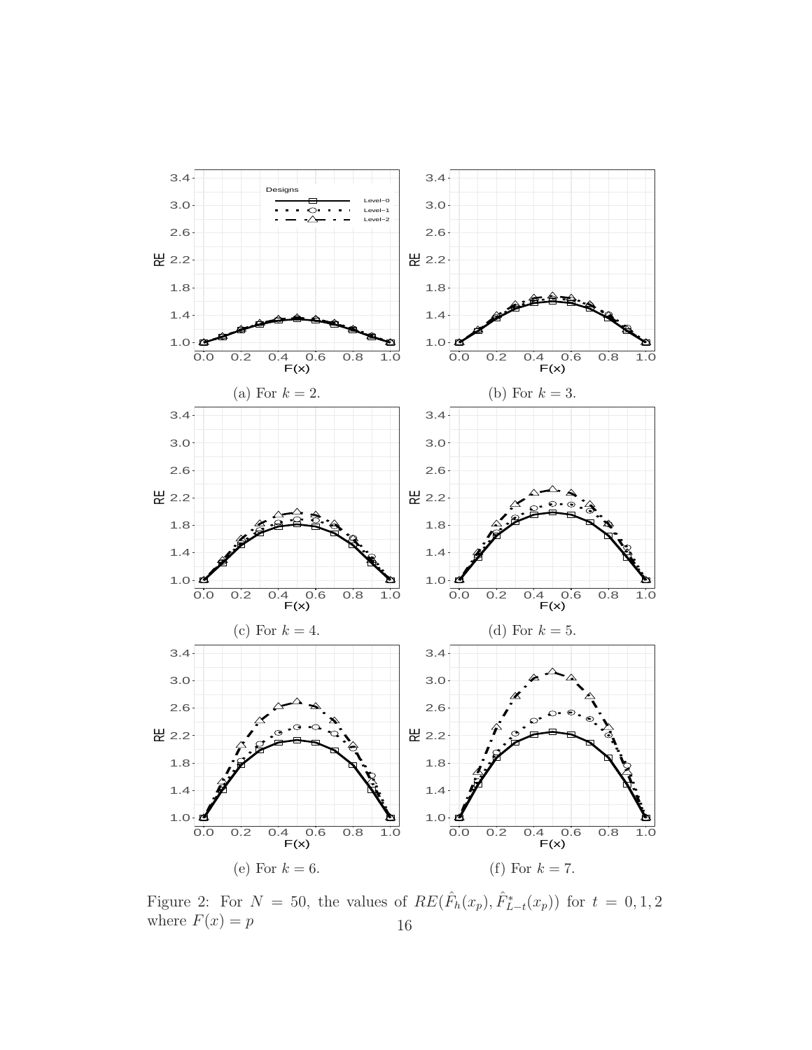(a) For $k = 2$.

(b) For $k = 3$.

(c) For $k = 4$.

(d) For $k = 5$.

(e) For $k = 6$.

(f) For $k = 7$.

Figure 2: For $N = 50$, the values of $RE(\hat{F}_h(x_p), \hat{F}^*_{L-t}(x_p))$ for $t = 0, 1, 2$ where $F(x) = p$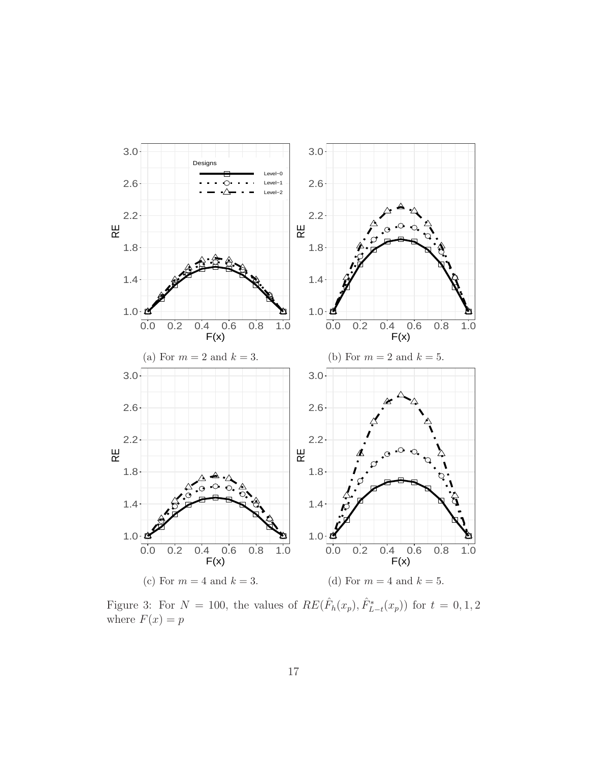(a) For $m = 2$ and $k = 3$.

(b) For $m = 2$ and $k = 5$.

(c) For $m = 4$ and $k = 3$.

(d) For $m = 4$ and $k = 5$.

Figure 3: For $N = 100$, the values of $RE(\hat{F}_h(x_p), \hat{F}^*_{L-t}(x_p))$ for $t = 0, 1, 2$ where $F(x) = p$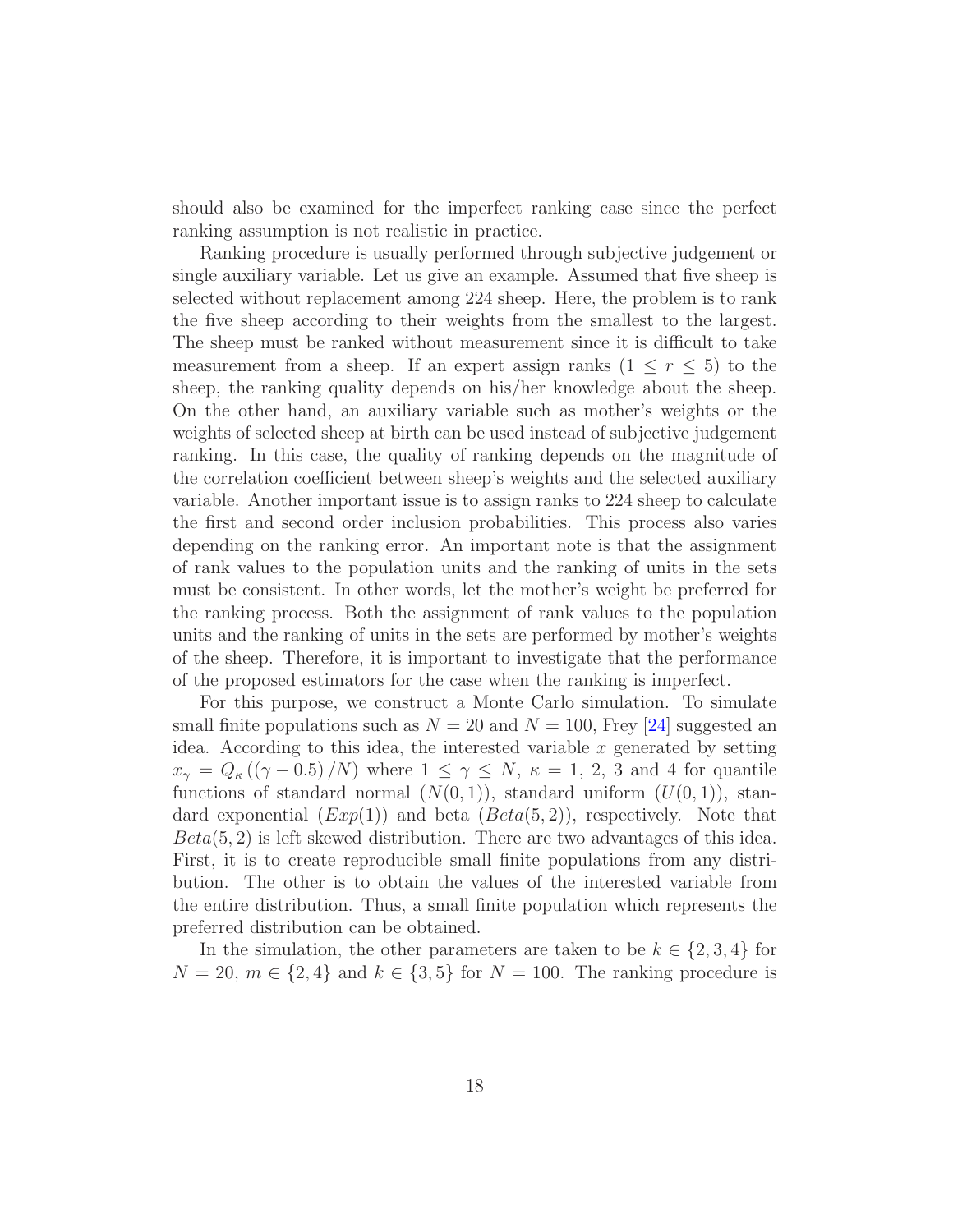should also be examined for the imperfect ranking case since the perfect ranking assumption is not realistic in practice.

Ranking procedure is usually performed through subjective judgement or single auxiliary variable. Let us give an example. Assumed that five sheep is selected without replacement among 224 sheep. Here, the problem is to rank the five sheep according to their weights from the smallest to the largest. The sheep must be ranked without measurement since it is difficult to take measurement from a sheep. If an expert assign ranks ($1 \leq r \leq 5$) to the sheep, the ranking quality depends on his/her knowledge about the sheep. On the other hand, an auxiliary variable such as mother's weights or the weights of selected sheep at birth can be used instead of subjective judgement ranking. In this case, the quality of ranking depends on the magnitude of the correlation coefficient between sheep's weights and the selected auxiliary variable. Another important issue is to assign ranks to 224 sheep to calculate the first and second order inclusion probabilities. This process also varies depending on the ranking error. An important note is that the assignment of rank values to the population units and the ranking of units in the sets must be consistent. In other words, let the mother's weight be preferred for the ranking process. Both the assignment of rank values to the population units and the ranking of units in the sets are performed by mother's weights of the sheep. Therefore, it is important to investigate that the performance of the proposed estimators for the case when the ranking is imperfect.

For this purpose, we construct a Monte Carlo simulation. To simulate small finite populations such as $N = 20$ and $N = 100$, Frey [24] suggested an idea. According to this idea, the interested variable $x$ generated by setting $x_\gamma = Q_\kappa\left((\gamma - 0.5)/N\right)$ where $1 \leq \gamma \leq N$, $\kappa = 1, 2, 3$ and $4$ for quantile functions of standard normal ($N(0, 1)$), standard uniform ($U(0, 1)$), standard exponential ($Exp(1)$) and beta ($Beta(5, 2)$), respectively. Note that $Beta(5, 2)$ is left skewed distribution. There are two advantages of this idea. First, it is to create reproducible small finite populations from any distribution. The other is to obtain the values of the interested variable from the entire distribution. Thus, a small finite population which represents the preferred distribution can be obtained.

In the simulation, the other parameters are taken to be $k \in \{2, 3, 4\}$ for $N = 20$, $m \in \{2, 4\}$ and $k \in \{3, 5\}$ for $N = 100$. The ranking procedure is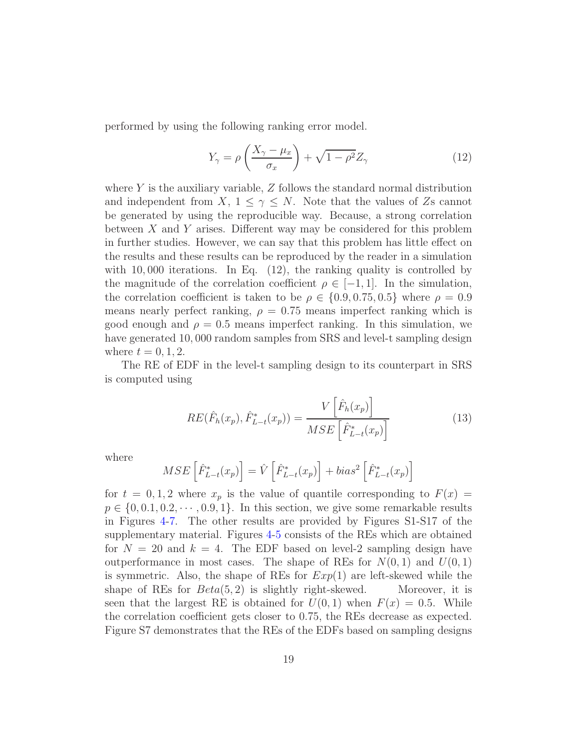performed by using the following ranking error model.

$$Y_\gamma = \rho\left(\frac{X_\gamma - \mu_x}{\sigma_x}\right) + \sqrt{1-\rho^2} Z_\gamma \tag{12}$$

where $Y$ is the auxiliary variable, $Z$ follows the standard normal distribution and independent from $X$, $1 \leq \gamma \leq N$. Note that the values of $Z$s cannot be generated by using the reproducible way. Because, a strong correlation between $X$ and $Y$ arises. Different way may be considered for this problem in further studies. However, we can say that this problem has little effect on the results and these results can be reproduced by the reader in a simulation with $10,000$ iterations. In Eq. (12), the ranking quality is controlled by the magnitude of the correlation coefficient $\rho \in [-1, 1]$. In the simulation, the correlation coefficient is taken to be $\rho \in \{0.9, 0.75, 0.5\}$ where $\rho = 0.9$ means nearly perfect ranking, $\rho = 0.75$ means imperfect ranking which is good enough and $\rho = 0.5$ means imperfect ranking. In this simulation, we have generated $10,000$ random samples from SRS and level-t sampling design where $t = 0, 1, 2$.

The RE of EDF in the level-t sampling design to its counterpart in SRS is computed using

$$RE(\hat{F}_h(x_p), \hat{F}^*_{L-t}(x_p)) = \frac{V\left[\hat{F}_h(x_p)\right]}{MSE\left[\hat{F}^*_{L-t}(x_p)\right]} \tag{13}$$

where

$$MSE\left[\hat{F}^*_{L-t}(x_p)\right] = \hat{V}\left[\hat{F}^*_{L-t}(x_p)\right] + bias^2\left[\hat{F}^*_{L-t}(x_p)\right]$$

for $t = 0, 1, 2$ where $x_p$ is the value of quantile corresponding to $F(x) = p \in \{0, 0.1, 0.2, \cdots, 0.9, 1\}$. In this section, we give some remarkable results in Figures 4-7. The other results are provided by Figures S1-S17 of the supplementary material. Figures 4-5 consists of the REs which are obtained for $N = 20$ and $k = 4$. The EDF based on level-2 sampling design have outperformance in most cases. The shape of REs for $N(0, 1)$ and $U(0, 1)$ is symmetric. Also, the shape of REs for $Exp(1)$ are left-skewed while the shape of REs for $Beta(5, 2)$ is slightly right-skewed. Moreover, it is seen that the largest RE is obtained for $U(0, 1)$ when $F(x) = 0.5$. While the correlation coefficient gets closer to 0.75, the REs decrease as expected. Figure S7 demonstrates that the REs of the EDFs based on sampling designs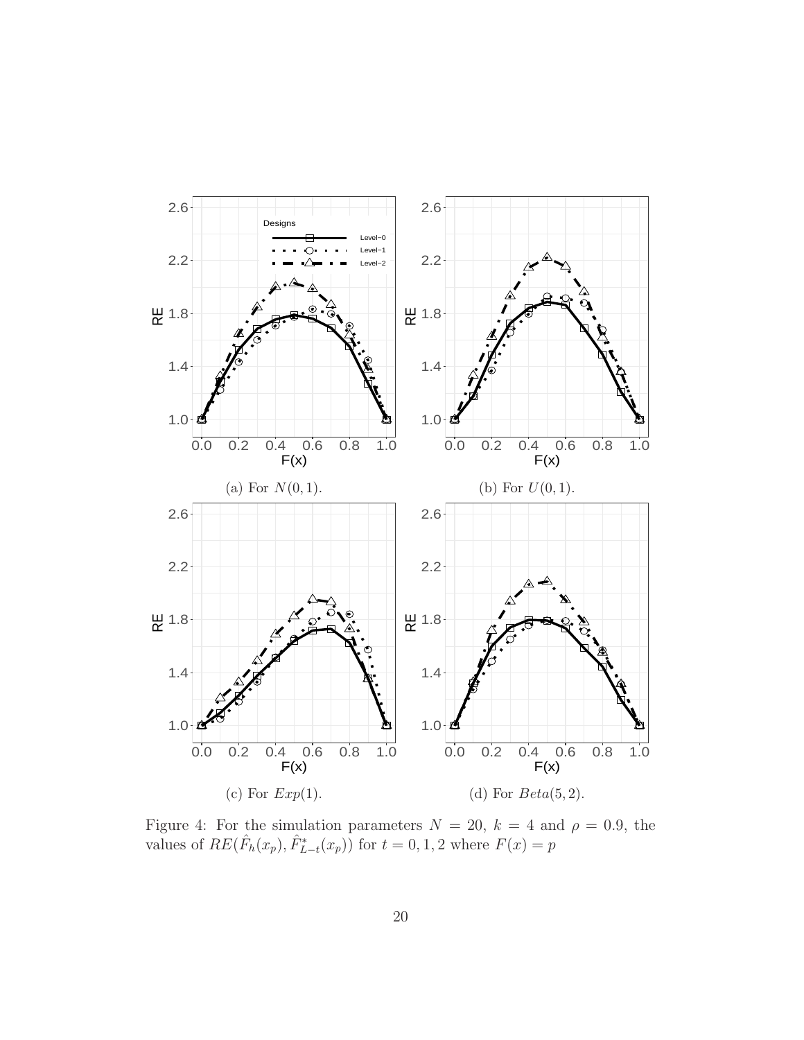(a) For $N(0,1)$.

(b) For $U(0,1)$.

(c) For $Exp(1)$.

(d) For $Beta(5,2)$.

Figure 4: For the simulation parameters $N = 20$, $k = 4$ and $\rho = 0.9$, the values of $RE(\hat{F}_h(x_p), \hat{F}^*_{L-t}(x_p))$ for $t = 0, 1, 2$ where $F(x) = p$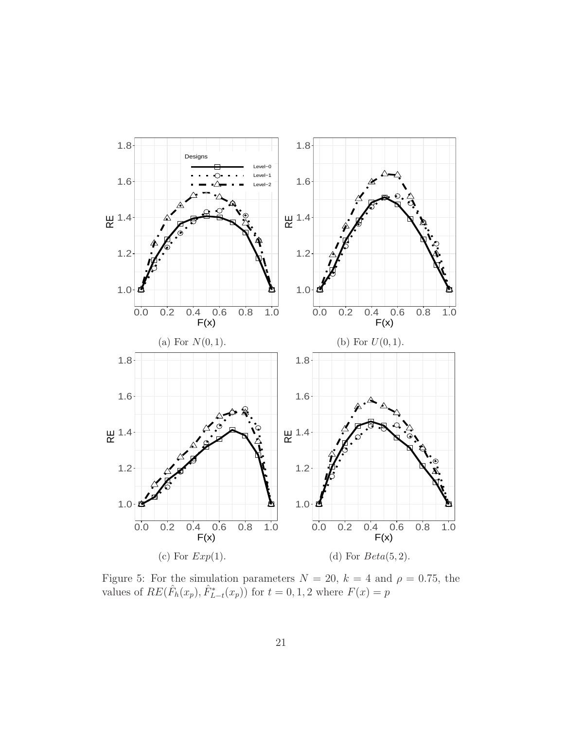(a) For $N(0,1)$.

(b) For $U(0,1)$.

(c) For $Exp(1)$.

(d) For $Beta(5,2)$.

Figure 5: For the simulation parameters $N = 20$, $k = 4$ and $\rho = 0.75$, the values of $RE(\hat{F}_h(x_p), \hat{F}^*_{L-t}(x_p))$ for $t = 0, 1, 2$ where $F(x) = p$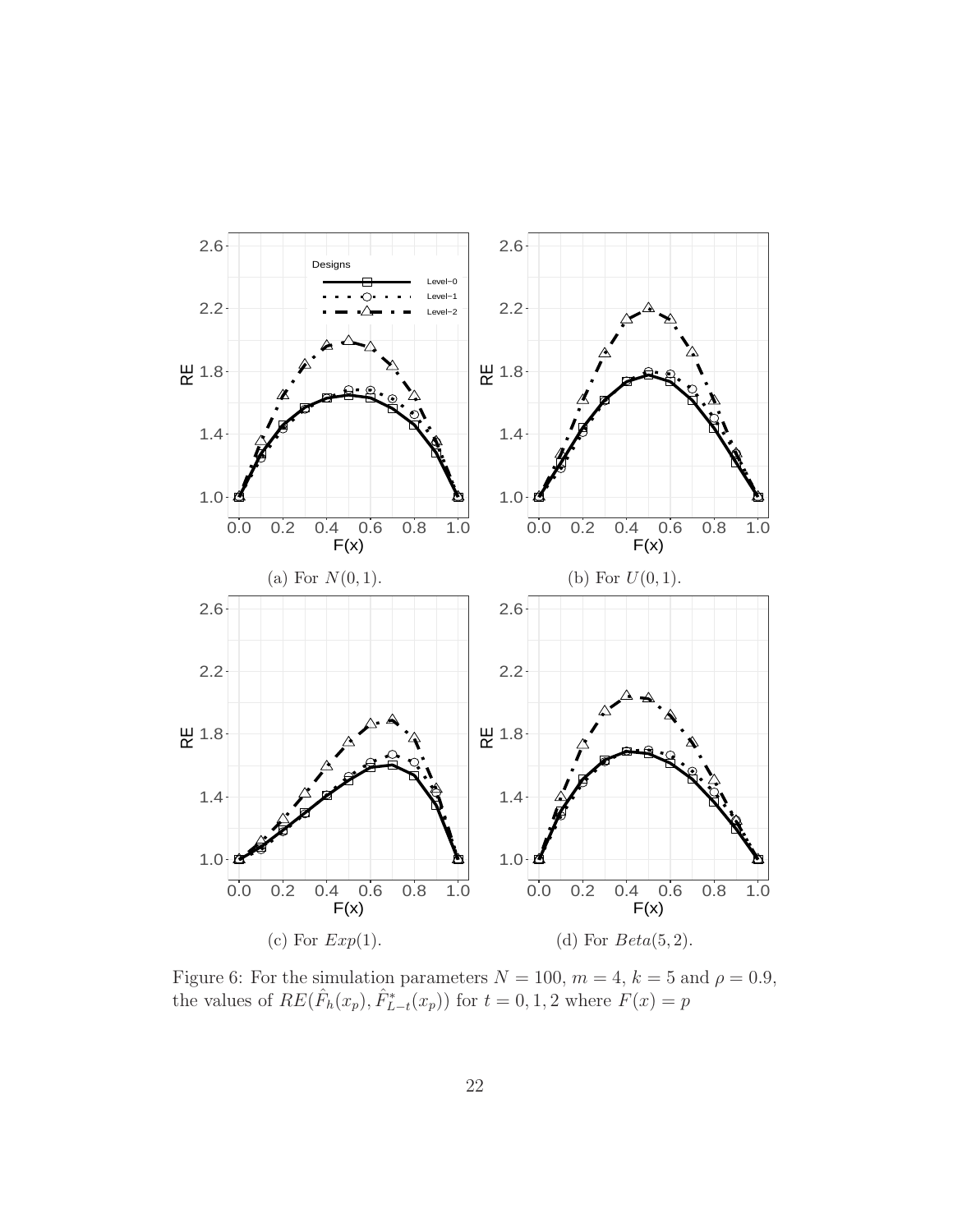(a) For $N(0,1)$.

(b) For $U(0,1)$.

(c) For $Exp(1)$.

(d) For $Beta(5,2)$.

Figure 6: For the simulation parameters $N = 100$, $m = 4$, $k = 5$ and $\rho = 0.9$, the values of $RE(\hat{F}_h(x_p), \hat{F}^*_{L-t}(x_p))$ for $t = 0, 1, 2$ where $F(x) = p$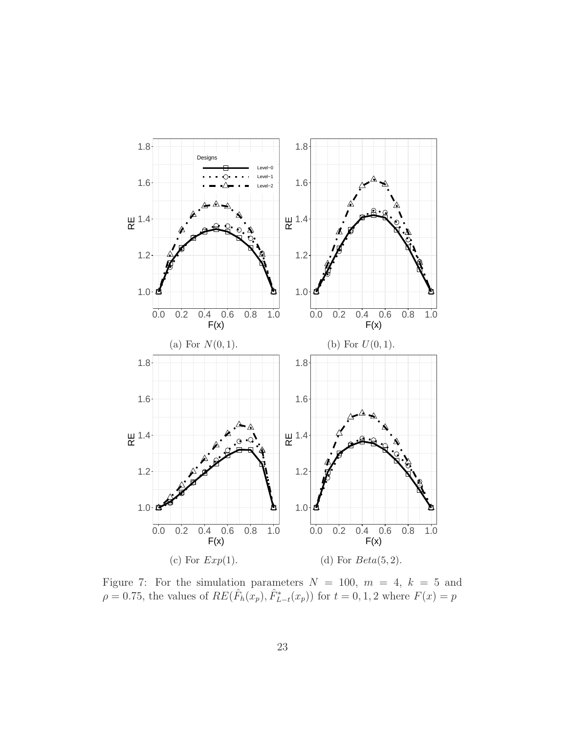(a) For $N(0,1)$.

(b) For $U(0,1)$.

(c) For $Exp(1)$.

(d) For $Beta(5,2)$.

Figure 7: For the simulation parameters $N = 100$, $m = 4$, $k = 5$ and $\rho = 0.75$, the values of $RE(\hat{F}_h(x_p), \hat{F}^*_{L-t}(x_p))$ for $t = 0, 1, 2$ where $F(x) = p$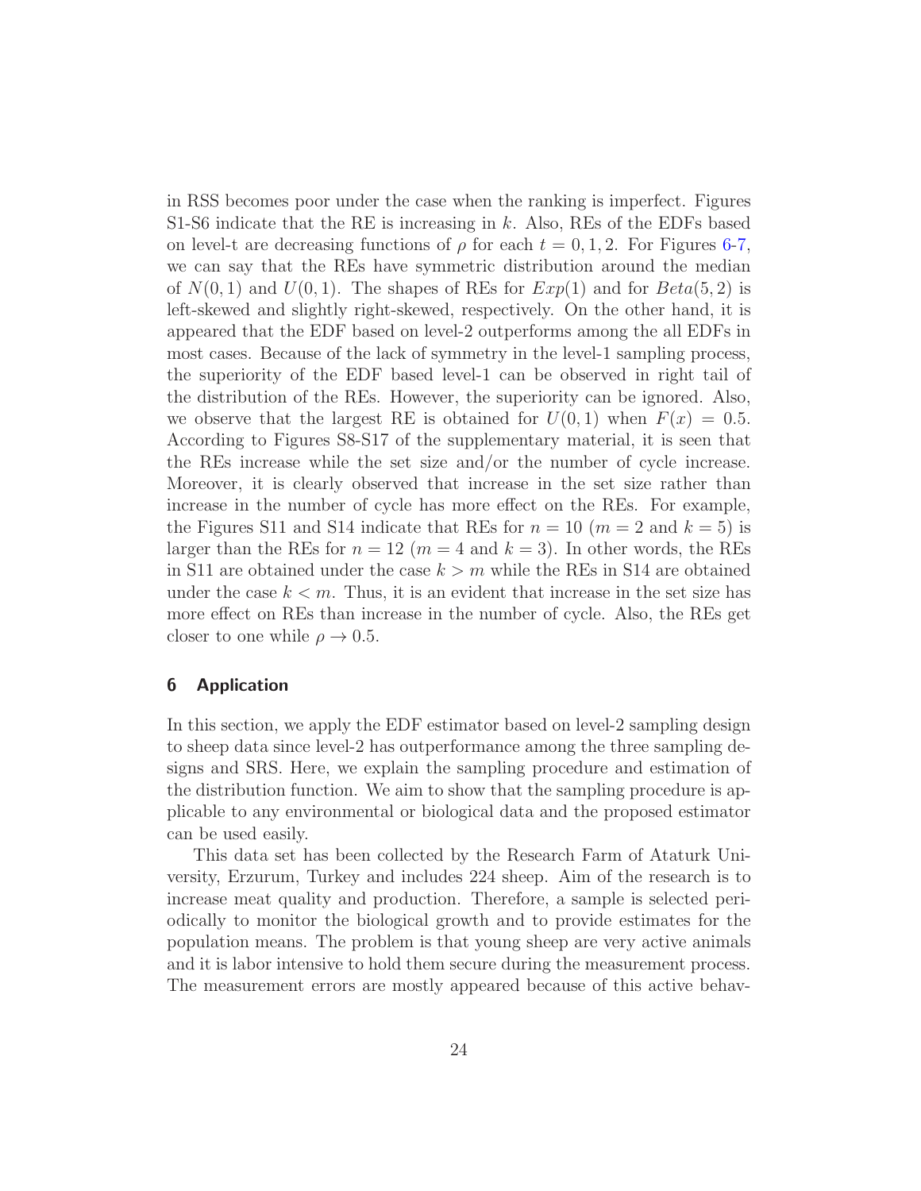in RSS becomes poor under the case when the ranking is imperfect. Figures S1-S6 indicate that the RE is increasing in $k$. Also, REs of the EDFs based on level-t are decreasing functions of $\rho$ for each $t = 0, 1, 2$. For Figures 6-7, we can say that the REs have symmetric distribution around the median of $N(0, 1)$ and $U(0, 1)$. The shapes of REs for $Exp(1)$ and for $Beta(5, 2)$ is left-skewed and slightly right-skewed, respectively. On the other hand, it is appeared that the EDF based on level-2 outperforms among the all EDFs in most cases. Because of the lack of symmetry in the level-1 sampling process, the superiority of the EDF based level-1 can be observed in right tail of the distribution of the REs. However, the superiority can be ignored. Also, we observe that the largest RE is obtained for $U(0, 1)$ when $F(x) = 0.5$. According to Figures S8-S17 of the supplementary material, it is seen that the REs increase while the set size and/or the number of cycle increase. Moreover, it is clearly observed that increase in the set size rather than increase in the number of cycle has more effect on the REs. For example, the Figures S11 and S14 indicate that REs for $n = 10$ ($m = 2$ and $k = 5$) is larger than the REs for $n = 12$ ($m = 4$ and $k = 3$). In other words, the REs in S11 are obtained under the case $k > m$ while the REs in S14 are obtained under the case $k < m$. Thus, it is an evident that increase in the set size has more effect on REs than increase in the number of cycle. Also, the REs get closer to one while $\rho \to 0.5$.

## 6 Application

In this section, we apply the EDF estimator based on level-2 sampling design to sheep data since level-2 has outperformance among the three sampling designs and SRS. Here, we explain the sampling procedure and estimation of the distribution function. We aim to show that the sampling procedure is applicable to any environmental or biological data and the proposed estimator can be used easily.

This data set has been collected by the Research Farm of Ataturk University, Erzurum, Turkey and includes 224 sheep. Aim of the research is to increase meat quality and production. Therefore, a sample is selected periodically to monitor the biological growth and to provide estimates for the population means. The problem is that young sheep are very active animals and it is labor intensive to hold them secure during the measurement process. The measurement errors are mostly appeared because of this active behav-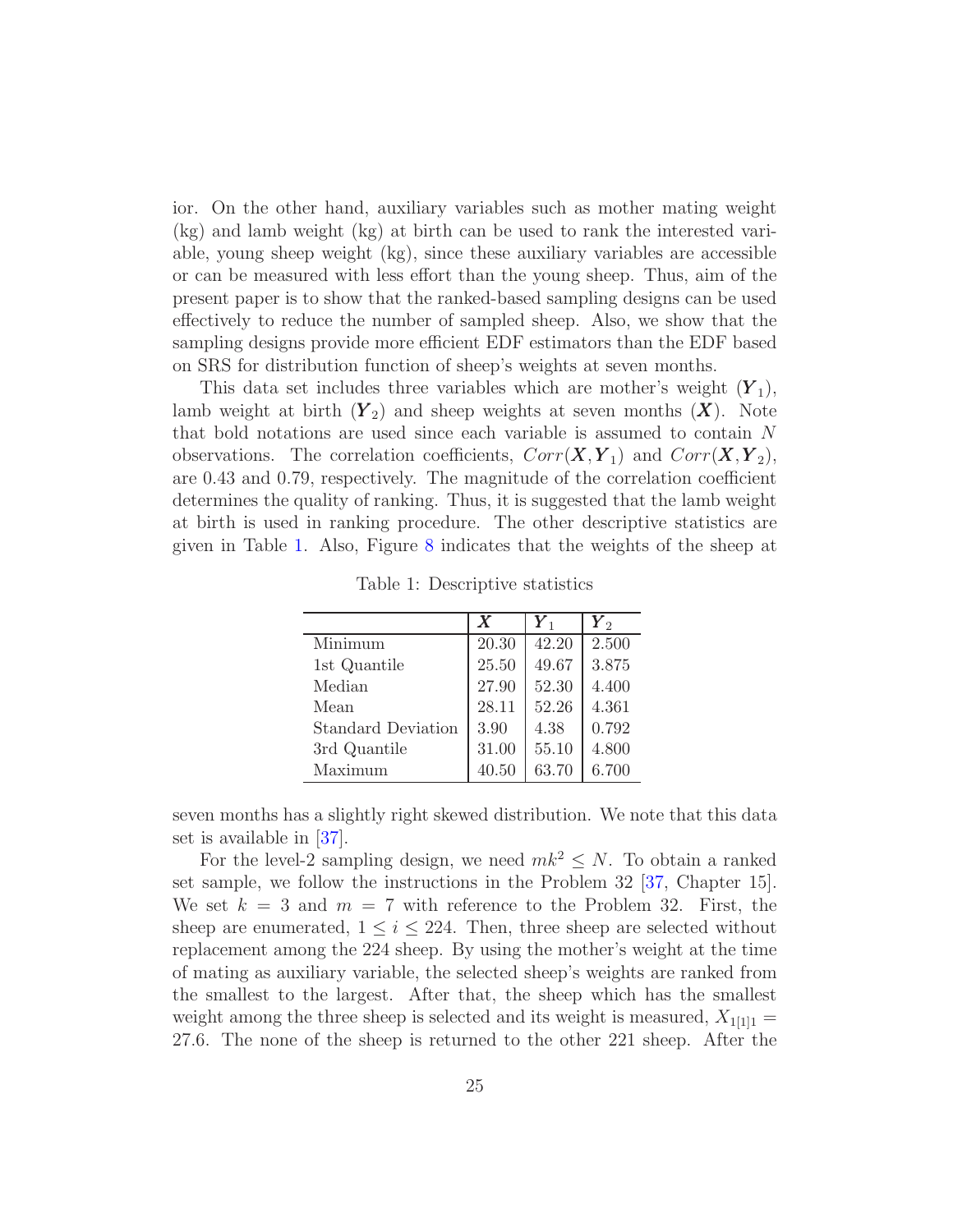ior. On the other hand, auxiliary variables such as mother mating weight (kg) and lamb weight (kg) at birth can be used to rank the interested variable, young sheep weight (kg), since these auxiliary variables are accessible or can be measured with less effort than the young sheep. Thus, aim of the present paper is to show that the ranked-based sampling designs can be used effectively to reduce the number of sampled sheep. Also, we show that the sampling designs provide more efficient EDF estimators than the EDF based on SRS for distribution function of sheep's weights at seven months.

This data set includes three variables which are mother's weight ($\boldsymbol{Y}_1$), lamb weight at birth ($\boldsymbol{Y}_2$) and sheep weights at seven months ($\boldsymbol{X}$). Note that bold notations are used since each variable is assumed to contain $N$ observations. The correlation coefficients, $Corr(\boldsymbol{X}, \boldsymbol{Y}_1)$ and $Corr(\boldsymbol{X}, \boldsymbol{Y}_2)$, are 0.43 and 0.79, respectively. The magnitude of the correlation coefficient determines the quality of ranking. Thus, it is suggested that the lamb weight at birth is used in ranking procedure. The other descriptive statistics are given in Table 1. Also, Figure 8 indicates that the weights of the sheep at seven months has a slightly right skewed distribution. We note that this data set is available in [37].

Table 1: Descriptive statistics

| | $\boldsymbol{X}$ | $\boldsymbol{Y}_1$ | $\boldsymbol{Y}_2$ |
|---|---|---|---|
| Minimum | 20.30 | 42.20 | 2.500 |
| 1st Quantile | 25.50 | 49.67 | 3.875 |
| Median | 27.90 | 52.30 | 4.400 |
| Mean | 28.11 | 52.26 | 4.361 |
| Standard Deviation | 3.90 | 4.38 | 0.792 |
| 3rd Quantile | 31.00 | 55.10 | 4.800 |
| Maximum | 40.50 | 63.70 | 6.700 |

For the level-2 sampling design, we need $mk^2 \leq N$. To obtain a ranked set sample, we follow the instructions in the Problem 32 [37, Chapter 15]. We set $k = 3$ and $m = 7$ with reference to the Problem 32. First, the sheep are enumerated, $1 \leq i \leq 224$. Then, three sheep are selected without replacement among the 224 sheep. By using the mother's weight at the time of mating as auxiliary variable, the selected sheep's weights are ranked from the smallest to the largest. After that, the sheep which has the smallest weight among the three sheep is selected and its weight is measured, $X_{1[1]1} = 27.6$. The none of the sheep is returned to the other 221 sheep. After the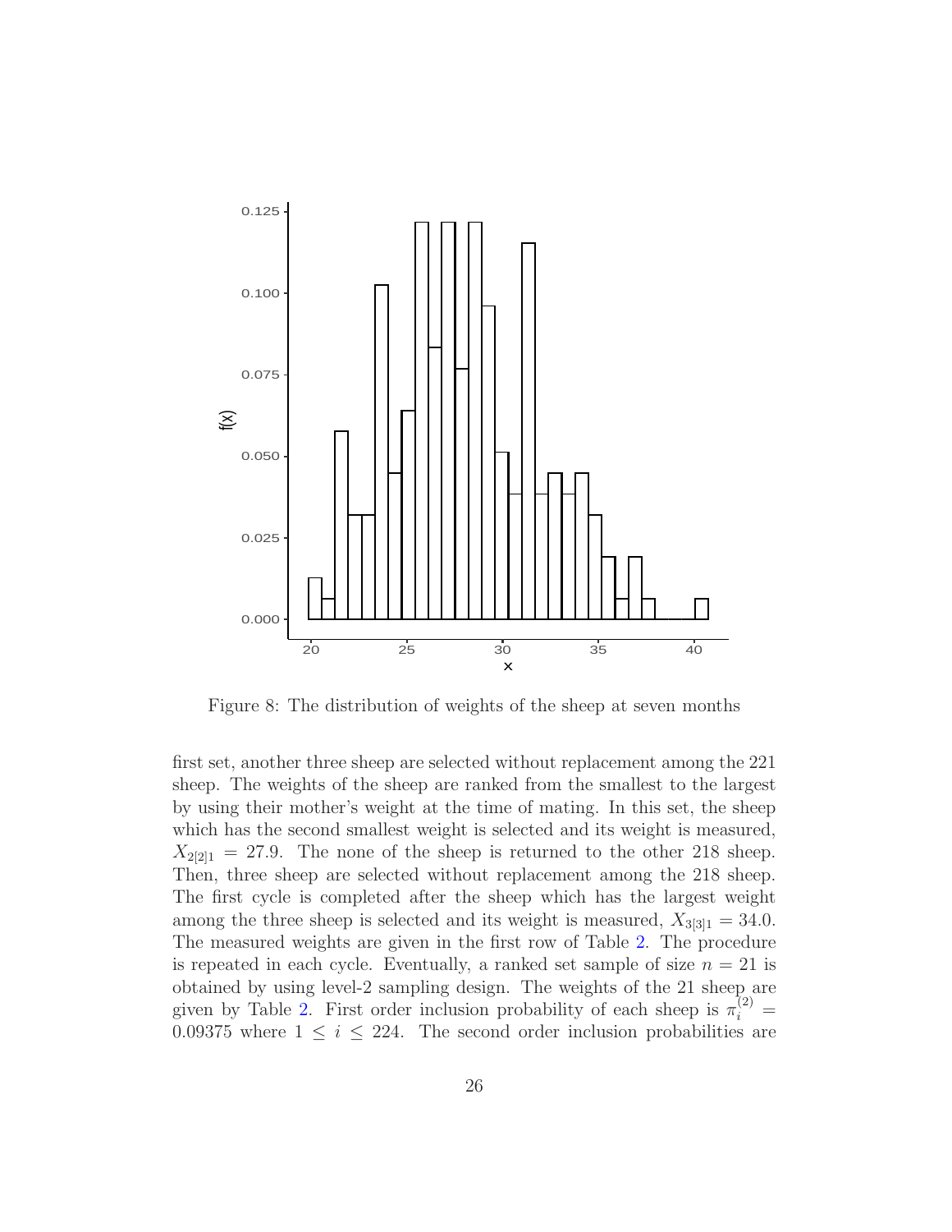Figure 8: The distribution of weights of the sheep at seven months

first set, another three sheep are selected without replacement among the 221 sheep. The weights of the sheep are ranked from the smallest to the largest by using their mother's weight at the time of mating. In this set, the sheep which has the second smallest weight is selected and its weight is measured, $X_{2[2]1} = 27.9$. The none of the sheep is returned to the other 218 sheep. Then, three sheep are selected without replacement among the 218 sheep. The first cycle is completed after the sheep which has the largest weight among the three sheep is selected and its weight is measured, $X_{3[3]1} = 34.0$. The measured weights are given in the first row of Table 2. The procedure is repeated in each cycle. Eventually, a ranked set sample of size $n = 21$ is obtained by using level-2 sampling design. The weights of the 21 sheep are given by Table 2. First order inclusion probability of each sheep is $\pi_i^{(2)} = 0.09375$ where $1 \leq i \leq 224$. The second order inclusion probabilities are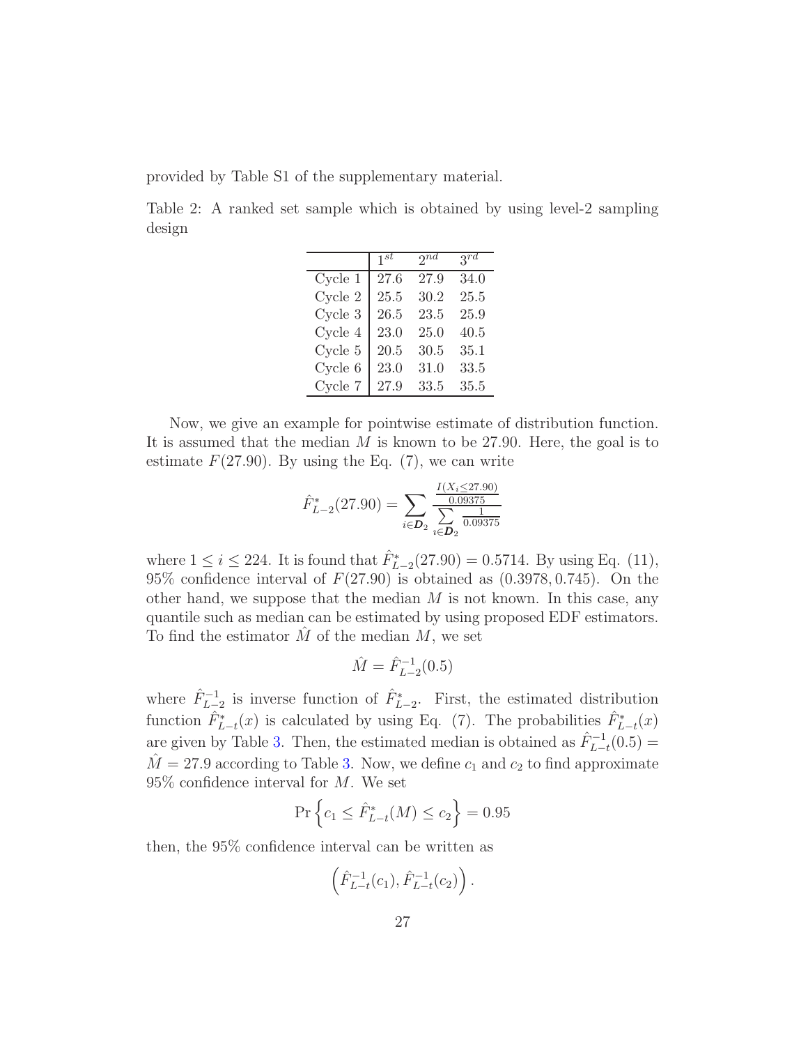provided by Table S1 of the supplementary material.

Table 2: A ranked set sample which is obtained by using level-2 sampling design

| | $1^{st}$ | $2^{nd}$ | $3^{rd}$ |
|---|---|---|---|
| Cycle 1 | 27.6 | 27.9 | 34.0 |
| Cycle 2 | 25.5 | 30.2 | 25.5 |
| Cycle 3 | 26.5 | 23.5 | 25.9 |
| Cycle 4 | 23.0 | 25.0 | 40.5 |
| Cycle 5 | 20.5 | 30.5 | 35.1 |
| Cycle 6 | 23.0 | 31.0 | 33.5 |
| Cycle 7 | 27.9 | 33.5 | 35.5 |

Now, we give an example for pointwise estimate of distribution function. It is assumed that the median $M$ is known to be 27.90. Here, the goal is to estimate $F(27.90)$. By using the Eq. (7), we can write

$$\hat{F}^{*}_{L-2}(27.90) = \sum_{i \in \boldsymbol{D}_2} \frac{\frac{I(X_i \leq 27.90)}{0.09375}}{\sum\limits_{i \in \boldsymbol{D}_2} \frac{1}{0.09375}}$$

where $1 \leq i \leq 224$. It is found that $\hat{F}^{*}_{L-2}(27.90) = 0.5714$. By using Eq. (11), 95% confidence interval of $F(27.90)$ is obtained as $(0.3978, 0.745)$. On the other hand, we suppose that the median $M$ is not known. In this case, any quantile such as median can be estimated by using proposed EDF estimators. To find the estimator $\hat{M}$ of the median $M$, we set

$$\hat{M} = \hat{F}^{-1}_{L-2}(0.5)$$

where $\hat{F}^{-1}_{L-2}$ is inverse function of $\hat{F}^{*}_{L-2}$. First, the estimated distribution function $\hat{F}^{*}_{L-t}(x)$ is calculated by using Eq. (7). The probabilities $\hat{F}^{*}_{L-t}(x)$ are given by Table 3. Then, the estimated median is obtained as $\hat{F}^{-1}_{L-t}(0.5) = \hat{M} = 27.9$ according to Table 3. Now, we define $c_1$ and $c_2$ to find approximate 95% confidence interval for $M$. We set

$$\Pr\left\{c_1 \leq \hat{F}^{*}_{L-t}(M) \leq c_2\right\} = 0.95$$

then, the 95% confidence interval can be written as

$$\left(\hat{F}^{-1}_{L-t}(c_1), \hat{F}^{-1}_{L-t}(c_2)\right).$$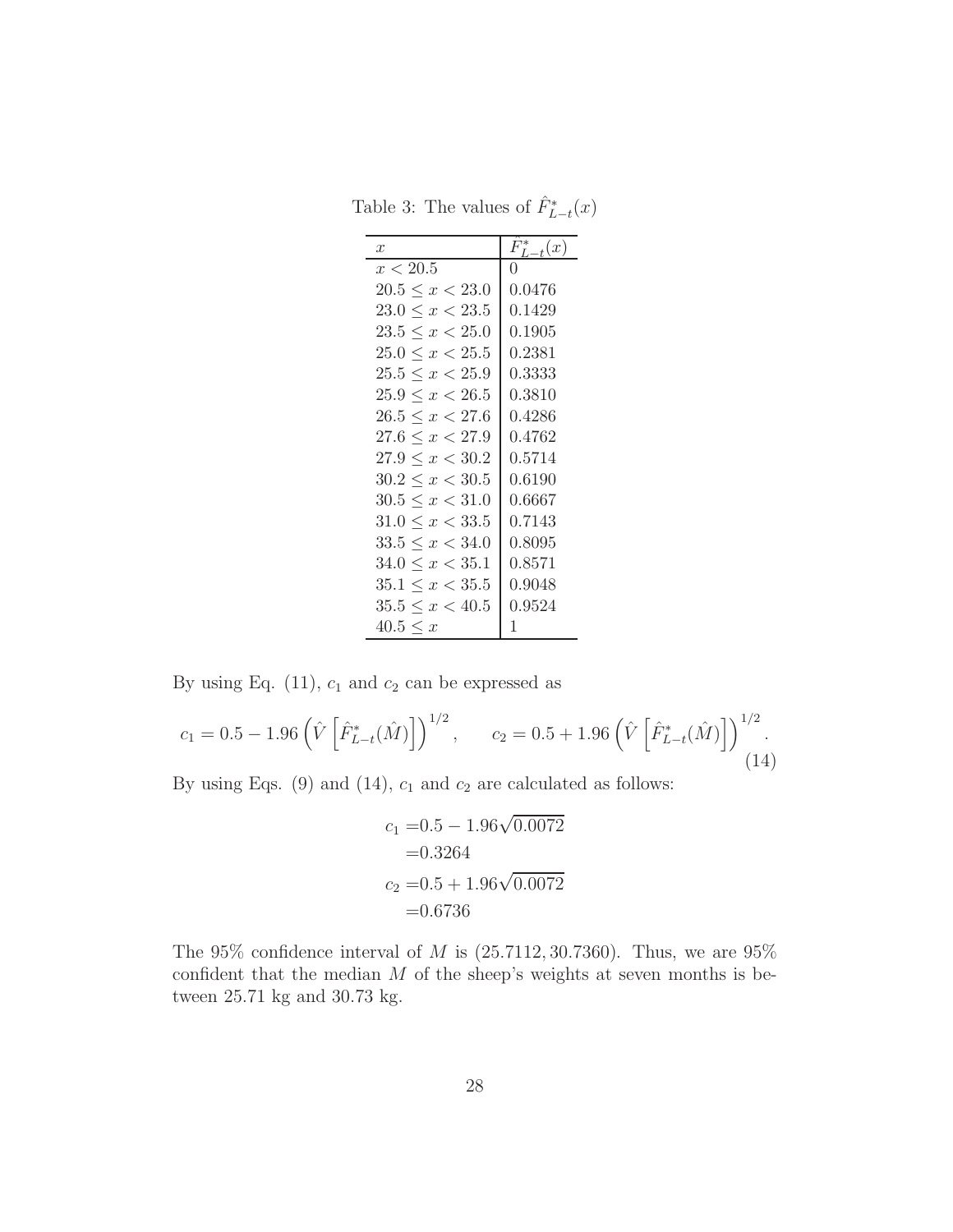Table 3: The values of $\hat{F}^*_{L-t}(x)$

| $x$ | $\hat{F}^*_{L-t}(x)$ |
|---|---|
| $x < 20.5$ | 0 |
| $20.5 \leq x < 23.0$ | 0.0476 |
| $23.0 \leq x < 23.5$ | 0.1429 |
| $23.5 \leq x < 25.0$ | 0.1905 |
| $25.0 \leq x < 25.5$ | 0.2381 |
| $25.5 \leq x < 25.9$ | 0.3333 |
| $25.9 \leq x < 26.5$ | 0.3810 |
| $26.5 \leq x < 27.6$ | 0.4286 |
| $27.6 \leq x < 27.9$ | 0.4762 |
| $27.9 \leq x < 30.2$ | 0.5714 |
| $30.2 \leq x < 30.5$ | 0.6190 |
| $30.5 \leq x < 31.0$ | 0.6667 |
| $31.0 \leq x < 33.5$ | 0.7143 |
| $33.5 \leq x < 34.0$ | 0.8095 |
| $34.0 \leq x < 35.1$ | 0.8571 |
| $35.1 \leq x < 35.5$ | 0.9048 |
| $35.5 \leq x < 40.5$ | 0.9524 |
| $40.5 \leq x$ | 1 |

By using Eq. (11), $c_1$ and $c_2$ can be expressed as

$$c_1 = 0.5 - 1.96\left(\hat{V}\left[\hat{F}^*_{L-t}(\hat{M})\right]\right)^{1/2}, \qquad c_2 = 0.5 + 1.96\left(\hat{V}\left[\hat{F}^*_{L-t}(\hat{M})\right]\right)^{1/2}. \tag{14}$$

By using Eqs. (9) and (14), $c_1$ and $c_2$ are calculated as follows:

$$\begin{aligned} c_1 &= 0.5 - 1.96\sqrt{0.0072} \\ &= 0.3264 \\ c_2 &= 0.5 + 1.96\sqrt{0.0072} \\ &= 0.6736 \end{aligned}$$

The 95% confidence interval of $M$ is $(25.7112, 30.7360)$. Thus, we are 95% confident that the median $M$ of the sheep's weights at seven months is between 25.71 kg and 30.73 kg.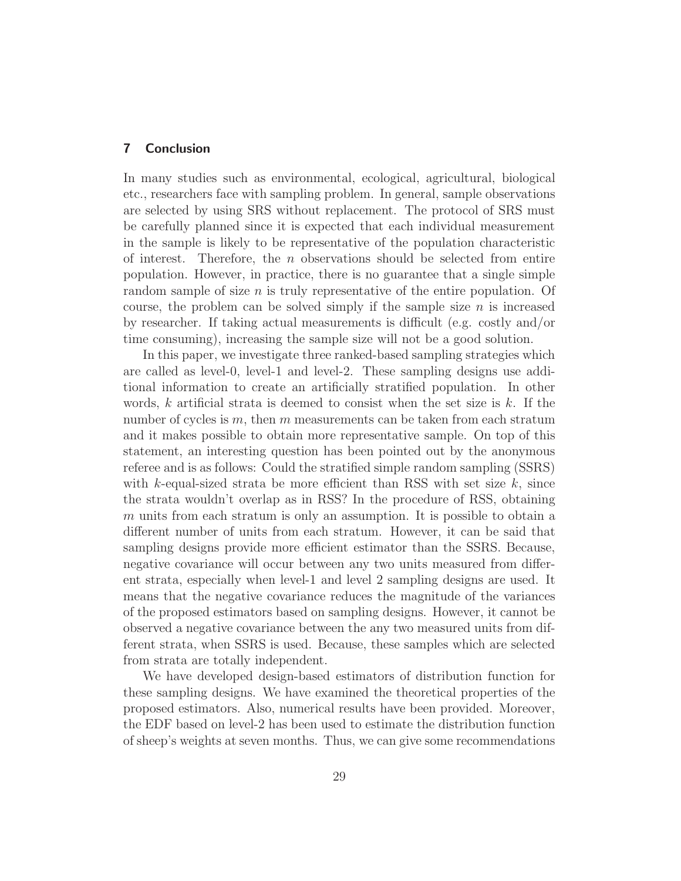## 7 Conclusion

In many studies such as environmental, ecological, agricultural, biological etc., researchers face with sampling problem. In general, sample observations are selected by using SRS without replacement. The protocol of SRS must be carefully planned since it is expected that each individual measurement in the sample is likely to be representative of the population characteristic of interest. Therefore, the $n$ observations should be selected from entire population. However, in practice, there is no guarantee that a single simple random sample of size $n$ is truly representative of the entire population. Of course, the problem can be solved simply if the sample size $n$ is increased by researcher. If taking actual measurements is difficult (e.g. costly and/or time consuming), increasing the sample size will not be a good solution.

In this paper, we investigate three ranked-based sampling strategies which are called as level-0, level-1 and level-2. These sampling designs use additional information to create an artificially stratified population. In other words, $k$ artificial strata is deemed to consist when the set size is $k$. If the number of cycles is $m$, then $m$ measurements can be taken from each stratum and it makes possible to obtain more representative sample. On top of this statement, an interesting question has been pointed out by the anonymous referee and is as follows: Could the stratified simple random sampling (SSRS) with $k$-equal-sized strata be more efficient than RSS with set size $k$, since the strata wouldn't overlap as in RSS? In the procedure of RSS, obtaining $m$ units from each stratum is only an assumption. It is possible to obtain a different number of units from each stratum. However, it can be said that sampling designs provide more efficient estimator than the SSRS. Because, negative covariance will occur between any two units measured from different strata, especially when level-1 and level 2 sampling designs are used. It means that the negative covariance reduces the magnitude of the variances of the proposed estimators based on sampling designs. However, it cannot be observed a negative covariance between the any two measured units from different strata, when SSRS is used. Because, these samples which are selected from strata are totally independent.

We have developed design-based estimators of distribution function for these sampling designs. We have examined the theoretical properties of the proposed estimators. Also, numerical results have been provided. Moreover, the EDF based on level-2 has been used to estimate the distribution function of sheep's weights at seven months. Thus, we can give some recommendations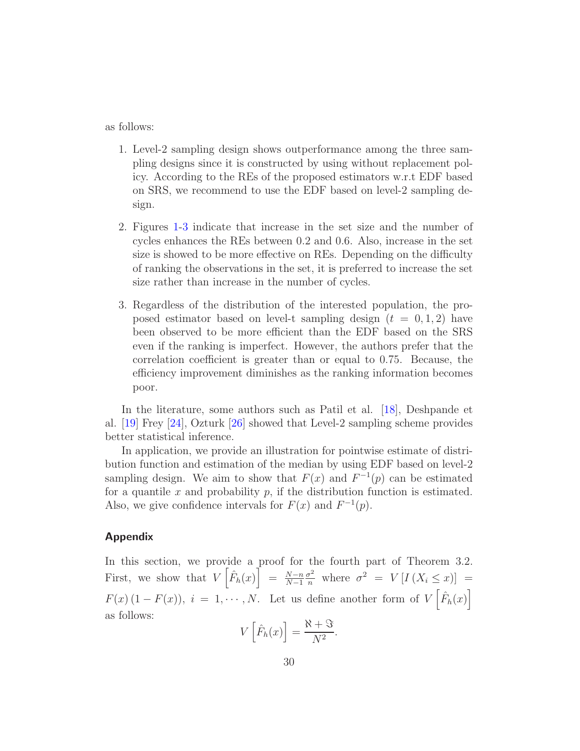as follows:

1. Level-2 sampling design shows outperformance among the three sampling designs since it is constructed by using without replacement policy. According to the REs of the proposed estimators w.r.t EDF based on SRS, we recommend to use the EDF based on level-2 sampling design.

2. Figures 1-3 indicate that increase in the set size and the number of cycles enhances the REs between 0.2 and 0.6. Also, increase in the set size is showed to be more effective on REs. Depending on the difficulty of ranking the observations in the set, it is preferred to increase the set size rather than increase in the number of cycles.

3. Regardless of the distribution of the interested population, the proposed estimator based on level-t sampling design ($t = 0, 1, 2$) have been observed to be more efficient than the EDF based on the SRS even if the ranking is imperfect. However, the authors prefer that the correlation coefficient is greater than or equal to 0.75. Because, the efficiency improvement diminishes as the ranking information becomes poor.

In the literature, some authors such as Patil et al. [18], Deshpande et al. [19] Frey [24], Ozturk [26] showed that Level-2 sampling scheme provides better statistical inference.

In application, we provide an illustration for pointwise estimate of distribution function and estimation of the median by using EDF based on level-2 sampling design. We aim to show that $F(x)$ and $F^{-1}(p)$ can be estimated for a quantile $x$ and probability $p$, if the distribution function is estimated. Also, we give confidence intervals for $F(x)$ and $F^{-1}(p)$.

## Appendix

In this section, we provide a proof for the fourth part of Theorem 3.2. First, we show that $V\left[\hat{F}_h(x)\right] = \frac{N-n}{N-1}\frac{\sigma^2}{n}$ where $\sigma^2 = V\left[I\left(X_i \leq x\right)\right] = F(x)\left(1 - F(x)\right)$, $i = 1, \cdots, N$. Let us define another form of $V\left[\hat{F}_h(x)\right]$ as follows:

$$V\left[\hat{F}_h(x)\right] = \frac{\aleph + \Im}{N^2}.$$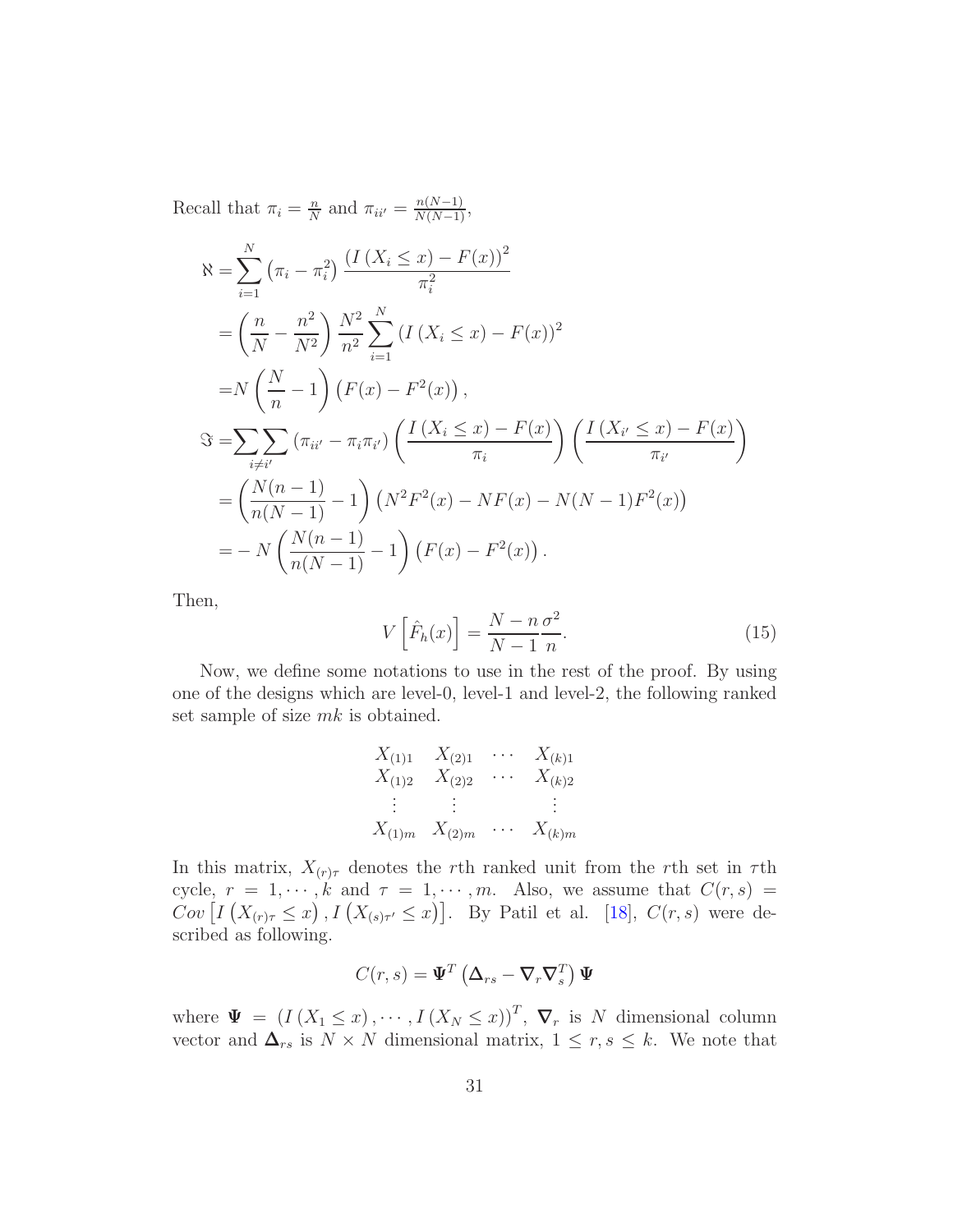Recall that $\pi_i = \frac{n}{N}$ and $\pi_{ii'} = \frac{n(N-1)}{N(N-1)}$,

$$
\begin{aligned}
\aleph =& \sum_{i=1}^{N} \left(\pi_i - \pi_i^2\right) \frac{\left(I\left(X_i \leq x\right) - F(x)\right)^2}{\pi_i^2} \\
=& \left(\frac{n}{N} - \frac{n^2}{N^2}\right) \frac{N^2}{n^2} \sum_{i=1}^{N} \left(I\left(X_i \leq x\right) - F(x)\right)^2 \\
=& N\left(\frac{N}{n} - 1\right)\left(F(x) - F^2(x)\right), \\
\Im =& \sum\sum_{i \neq i'} \left(\pi_{ii'} - \pi_i \pi_{i'}\right) \left(\frac{I\left(X_i \leq x\right) - F(x)}{\pi_i}\right)\left(\frac{I\left(X_{i'} \leq x\right) - F(x)}{\pi_{i'}}\right) \\
=& \left(\frac{N(n-1)}{n(N-1)} - 1\right)\left(N^2F^2(x) - NF(x) - N(N-1)F^2(x)\right) \\
=& -N\left(\frac{N(n-1)}{n(N-1)} - 1\right)\left(F(x) - F^2(x)\right).
\end{aligned}
$$

Then,

$$
V\left[\hat{F}_h(x)\right] = \frac{N-n}{N-1}\frac{\sigma^2}{n}. \tag{15}
$$

Now, we define some notations to use in the rest of the proof. By using one of the designs which are level-0, level-1 and level-2, the following ranked set sample of size $mk$ is obtained.

$$
\begin{array}{cccc}
X_{(1)1} & X_{(2)1} & \cdots & X_{(k)1} \\
X_{(1)2} & X_{(2)2} & \cdots & X_{(k)2} \\
\vdots & \vdots & & \vdots \\
X_{(1)m} & X_{(2)m} & \cdots & X_{(k)m}
\end{array}
$$

In this matrix, $X_{(r)\tau}$ denotes the $r$th ranked unit from the $r$th set in $\tau$th cycle, $r = 1, \cdots, k$ and $\tau = 1, \cdots, m$. Also, we assume that $C(r,s) = Cov\left[I\left(X_{(r)\tau} \leq x\right), I\left(X_{(s)\tau'} \leq x\right)\right]$. By Patil et al. [18], $C(r,s)$ were described as following.

$$
C(r,s) = \mathbf{\Psi}^T\left(\mathbf{\Delta}_{rs} - \mathbf{\nabla}_r\mathbf{\nabla}_s^T\right)\mathbf{\Psi}
$$

where $\mathbf{\Psi} = \left(I\left(X_1 \leq x\right), \cdots, I\left(X_N \leq x\right)\right)^T$, $\mathbf{\nabla}_r$ is $N$ dimensional column vector and $\mathbf{\Delta}_{rs}$ is $N \times N$ dimensional matrix, $1 \leq r, s \leq k$. We note that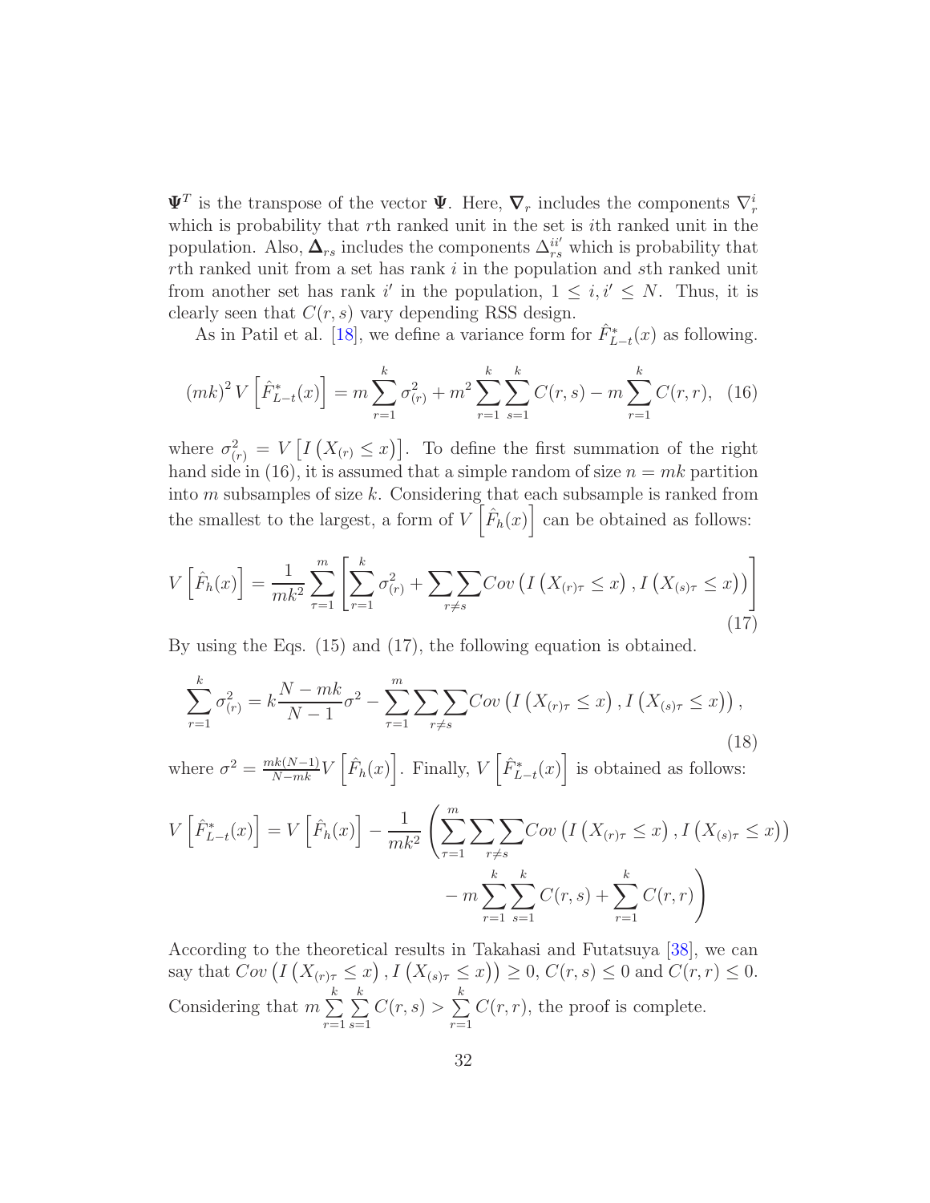$\mathbf{\Psi}^T$ is the transpose of the vector $\mathbf{\Psi}$. Here, $\mathbf{\nabla}_r$ includes the components $\nabla_r^i$ which is probability that $r$th ranked unit in the set is $i$th ranked unit in the population. Also, $\mathbf{\Delta}_{rs}$ includes the components $\Delta_{rs}^{ii'}$ which is probability that $r$th ranked unit from a set has rank $i$ in the population and $s$th ranked unit from another set has rank $i'$ in the population, $1 \leq i, i' \leq N$. Thus, it is clearly seen that $C(r,s)$ vary depending RSS design.

As in Patil et al. [18], we define a variance form for $\hat{F}^*_{L-t}(x)$ as following.

$$(mk)^2 \, V\left[\hat{F}^*_{L-t}(x)\right] = m \sum_{r=1}^{k} \sigma^2_{(r)} + m^2 \sum_{r=1}^{k} \sum_{s=1}^{k} C(r,s) - m \sum_{r=1}^{k} C(r,r), \quad (16)$$

where $\sigma^2_{(r)} = V\left[I\left(X_{(r)} \leq x\right)\right]$. To define the first summation of the right hand side in (16), it is assumed that a simple random of size $n = mk$ partition into $m$ subsamples of size $k$. Considering that each subsample is ranked from the smallest to the largest, a form of $V\left[\hat{F}_h(x)\right]$ can be obtained as follows:

$$V\left[\hat{F}_h(x)\right] = \frac{1}{mk^2} \sum_{\tau=1}^{m} \left[ \sum_{r=1}^{k} \sigma^2_{(r)} + \sum\sum_{r \neq s} Cov\left(I\left(X_{(r)\tau} \leq x\right), I\left(X_{(s)\tau} \leq x\right)\right) \right] \quad (17)$$

By using the Eqs. (15) and (17), the following equation is obtained.

$$\sum_{r=1}^{k} \sigma^2_{(r)} = k \frac{N - mk}{N-1} \sigma^2 - \sum_{\tau=1}^{m} \sum\sum_{r \neq s} Cov\left(I\left(X_{(r)\tau} \leq x\right), I\left(X_{(s)\tau} \leq x\right)\right), \quad (18)$$

where $\sigma^2 = \frac{mk(N-1)}{N-mk} V\left[\hat{F}_h(x)\right]$. Finally, $V\left[\hat{F}^*_{L-t}(x)\right]$ is obtained as follows:

$$V\left[\hat{F}^*_{L-t}(x)\right] = V\left[\hat{F}_h(x)\right] - \frac{1}{mk^2} \left( \sum_{\tau=1}^{m} \sum\sum_{r \neq s} Cov\left(I\left(X_{(r)\tau} \leq x\right), I\left(X_{(s)\tau} \leq x\right)\right) - m \sum_{r=1}^{k} \sum_{s=1}^{k} C(r,s) + \sum_{r=1}^{k} C(r,r) \right)$$

According to the theoretical results in Takahasi and Futatsuya [38], we can say that $Cov\left(I\left(X_{(r)\tau} \leq x\right), I\left(X_{(s)\tau} \leq x\right)\right) \geq 0$, $C(r,s) \leq 0$ and $C(r,r) \leq 0$. Considering that $m \sum_{r=1}^{k} \sum_{s=1}^{k} C(r,s) > \sum_{r=1}^{k} C(r,r)$, the proof is complete.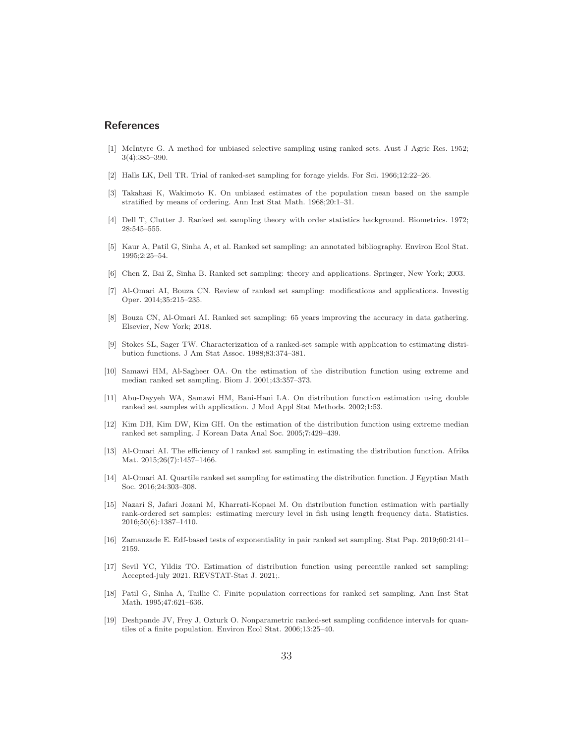## References

[1] McIntyre G. A method for unbiased selective sampling using ranked sets. Aust J Agric Res. 1952; 3(4):385–390.

[2] Halls LK, Dell TR. Trial of ranked-set sampling for forage yields. For Sci. 1966;12:22–26.

[3] Takahasi K, Wakimoto K. On unbiased estimates of the population mean based on the sample stratified by means of ordering. Ann Inst Stat Math. 1968;20:1–31.

[4] Dell T, Clutter J. Ranked set sampling theory with order statistics background. Biometrics. 1972; 28:545–555.

[5] Kaur A, Patil G, Sinha A, et al. Ranked set sampling: an annotated bibliography. Environ Ecol Stat. 1995;2:25–54.

[6] Chen Z, Bai Z, Sinha B. Ranked set sampling: theory and applications. Springer, New York; 2003.

[7] Al-Omari AI, Bouza CN. Review of ranked set sampling: modifications and applications. Investig Oper. 2014;35:215–235.

[8] Bouza CN, Al-Omari AI. Ranked set sampling: 65 years improving the accuracy in data gathering. Elsevier, New York; 2018.

[9] Stokes SL, Sager TW. Characterization of a ranked-set sample with application to estimating distribution functions. J Am Stat Assoc. 1988;83:374–381.

[10] Samawi HM, Al-Sagheer OA. On the estimation of the distribution function using extreme and median ranked set sampling. Biom J. 2001;43:357–373.

[11] Abu-Dayyeh WA, Samawi HM, Bani-Hani LA. On distribution function estimation using double ranked set samples with application. J Mod Appl Stat Methods. 2002;1:53.

[12] Kim DH, Kim DW, Kim GH. On the estimation of the distribution function using extreme median ranked set sampling. J Korean Data Anal Soc. 2005;7:429–439.

[13] Al-Omari AI. The efficiency of l ranked set sampling in estimating the distribution function. Afrika Mat. 2015;26(7):1457–1466.

[14] Al-Omari AI. Quartile ranked set sampling for estimating the distribution function. J Egyptian Math Soc. 2016;24:303–308.

[15] Nazari S, Jafari Jozani M, Kharrati-Kopaei M. On distribution function estimation with partially rank-ordered set samples: estimating mercury level in fish using length frequency data. Statistics. 2016;50(6):1387–1410.

[16] Zamanzade E. Edf-based tests of exponentiality in pair ranked set sampling. Stat Pap. 2019;60:2141–2159.

[17] Sevil YC, Yildiz TO. Estimation of distribution function using percentile ranked set sampling: Accepted-july 2021. REVSTAT-Stat J. 2021;.

[18] Patil G, Sinha A, Taillie C. Finite population corrections for ranked set sampling. Ann Inst Stat Math. 1995;47:621–636.

[19] Deshpande JV, Frey J, Ozturk O. Nonparametric ranked-set sampling confidence intervals for quantiles of a finite population. Environ Ecol Stat. 2006;13:25–40.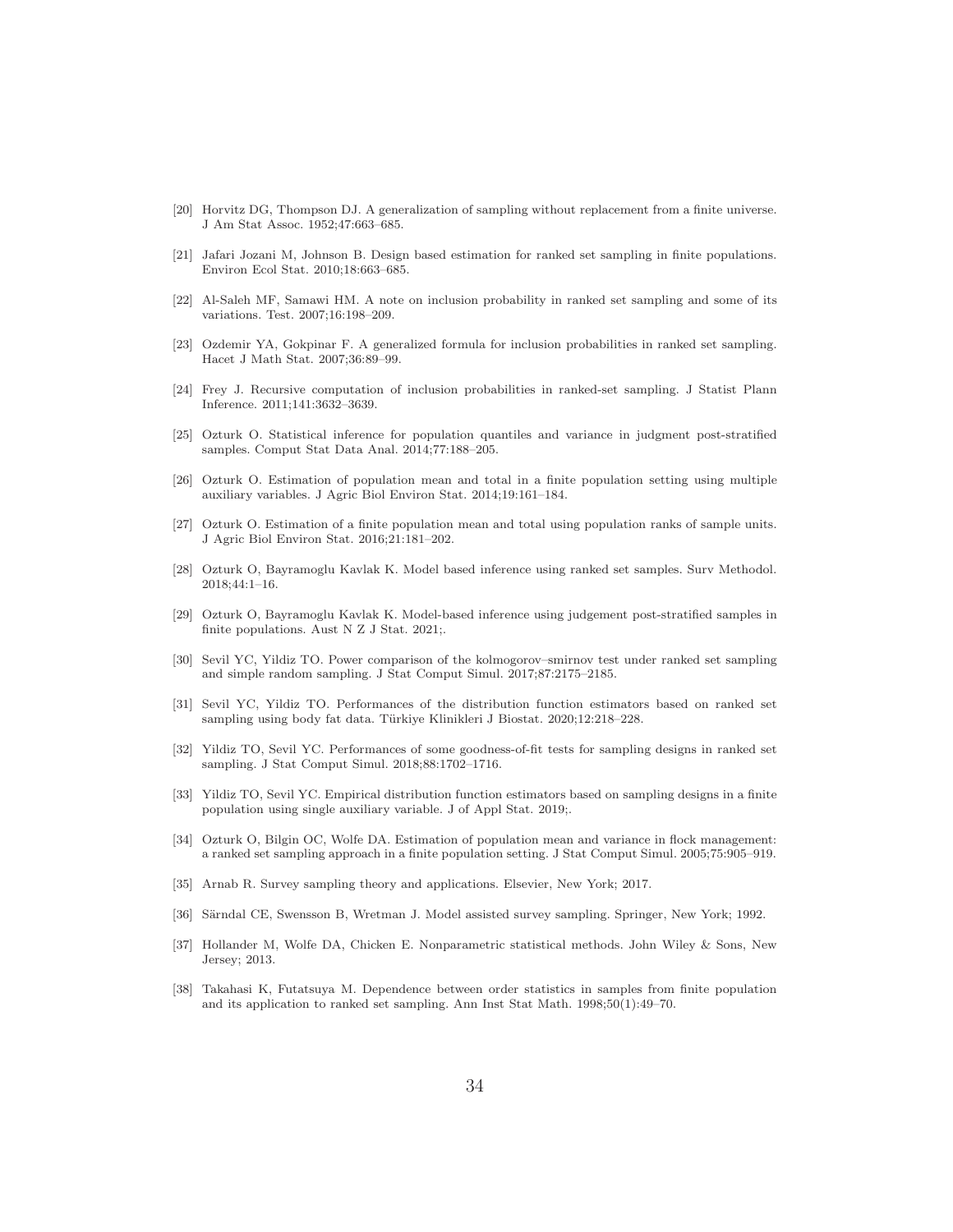[20] Horvitz DG, Thompson DJ. A generalization of sampling without replacement from a finite universe. J Am Stat Assoc. 1952;47:663–685.

[21] Jafari Jozani M, Johnson B. Design based estimation for ranked set sampling in finite populations. Environ Ecol Stat. 2010;18:663–685.

[22] Al-Saleh MF, Samawi HM. A note on inclusion probability in ranked set sampling and some of its variations. Test. 2007;16:198–209.

[23] Ozdemir YA, Gokpinar F. A generalized formula for inclusion probabilities in ranked set sampling. Hacet J Math Stat. 2007;36:89–99.

[24] Frey J. Recursive computation of inclusion probabilities in ranked-set sampling. J Statist Plann Inference. 2011;141:3632–3639.

[25] Ozturk O. Statistical inference for population quantiles and variance in judgment post-stratified samples. Comput Stat Data Anal. 2014;77:188–205.

[26] Ozturk O. Estimation of population mean and total in a finite population setting using multiple auxiliary variables. J Agric Biol Environ Stat. 2014;19:161–184.

[27] Ozturk O. Estimation of a finite population mean and total using population ranks of sample units. J Agric Biol Environ Stat. 2016;21:181–202.

[28] Ozturk O, Bayramoglu Kavlak K. Model based inference using ranked set samples. Surv Methodol. 2018;44:1–16.

[29] Ozturk O, Bayramoglu Kavlak K. Model-based inference using judgement post-stratified samples in finite populations. Aust N Z J Stat. 2021;.

[30] Sevil YC, Yildiz TO. Power comparison of the kolmogorov–smirnov test under ranked set sampling and simple random sampling. J Stat Comput Simul. 2017;87:2175–2185.

[31] Sevil YC, Yildiz TO. Performances of the distribution function estimators based on ranked set sampling using body fat data. Türkiye Klinikleri J Biostat. 2020;12:218–228.

[32] Yildiz TO, Sevil YC. Performances of some goodness-of-fit tests for sampling designs in ranked set sampling. J Stat Comput Simul. 2018;88:1702–1716.

[33] Yildiz TO, Sevil YC. Empirical distribution function estimators based on sampling designs in a finite population using single auxiliary variable. J of Appl Stat. 2019;.

[34] Ozturk O, Bilgin OC, Wolfe DA. Estimation of population mean and variance in flock management: a ranked set sampling approach in a finite population setting. J Stat Comput Simul. 2005;75:905–919.

[35] Arnab R. Survey sampling theory and applications. Elsevier, New York; 2017.

[36] Särndal CE, Swensson B, Wretman J. Model assisted survey sampling. Springer, New York; 1992.

[37] Hollander M, Wolfe DA, Chicken E. Nonparametric statistical methods. John Wiley & Sons, New Jersey; 2013.

[38] Takahasi K, Futatsuya M. Dependence between order statistics in samples from finite population and its application to ranked set sampling. Ann Inst Stat Math. 1998;50(1):49–70.